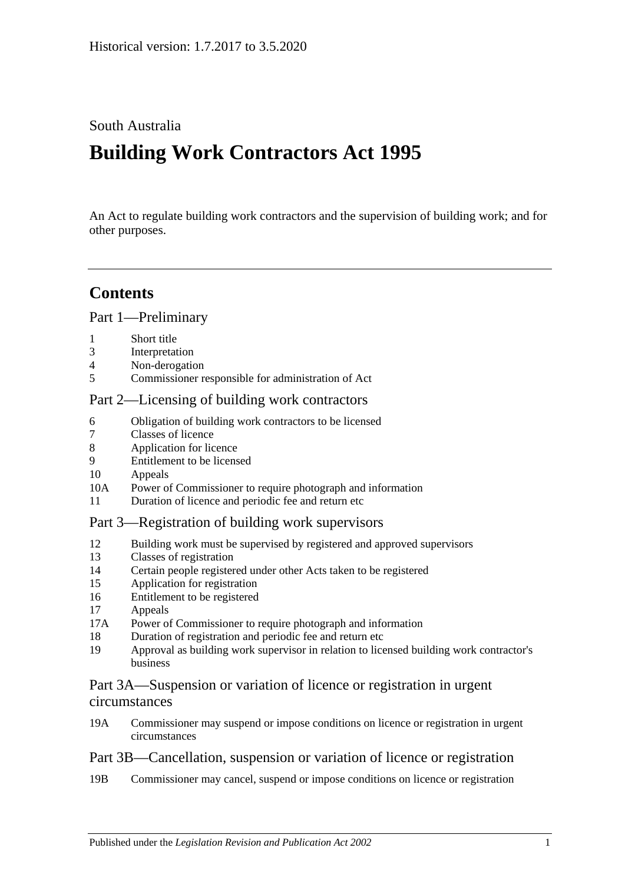Historical version: 1.7.2017 to 3.5.2020

South Australia

# Building Work Contractors Act 1995

An Act to regulate building work contractors and the supervision of building work; and for other purposes.

## Contents

### Part 1—Preliminary

1 Short title
3 Interpretation
4 Non-derogation
5 Commissioner responsible for administration of Act

### Part 2—Licensing of building work contractors

6 Obligation of building work contractors to be licensed
7 Classes of licence
8 Application for licence
9 Entitlement to be licensed
10 Appeals
10A Power of Commissioner to require photograph and information
11 Duration of licence and periodic fee and return etc

### Part 3—Registration of building work supervisors

12 Building work must be supervised by registered and approved supervisors
13 Classes of registration
14 Certain people registered under other Acts taken to be registered
15 Application for registration
16 Entitlement to be registered
17 Appeals
17A Power of Commissioner to require photograph and information
18 Duration of registration and periodic fee and return etc
19 Approval as building work supervisor in relation to licensed building work contractor's business

### Part 3A—Suspension or variation of licence or registration in urgent circumstances

19A Commissioner may suspend or impose conditions on licence or registration in urgent circumstances

### Part 3B—Cancellation, suspension or variation of licence or registration

19B Commissioner may cancel, suspend or impose conditions on licence or registration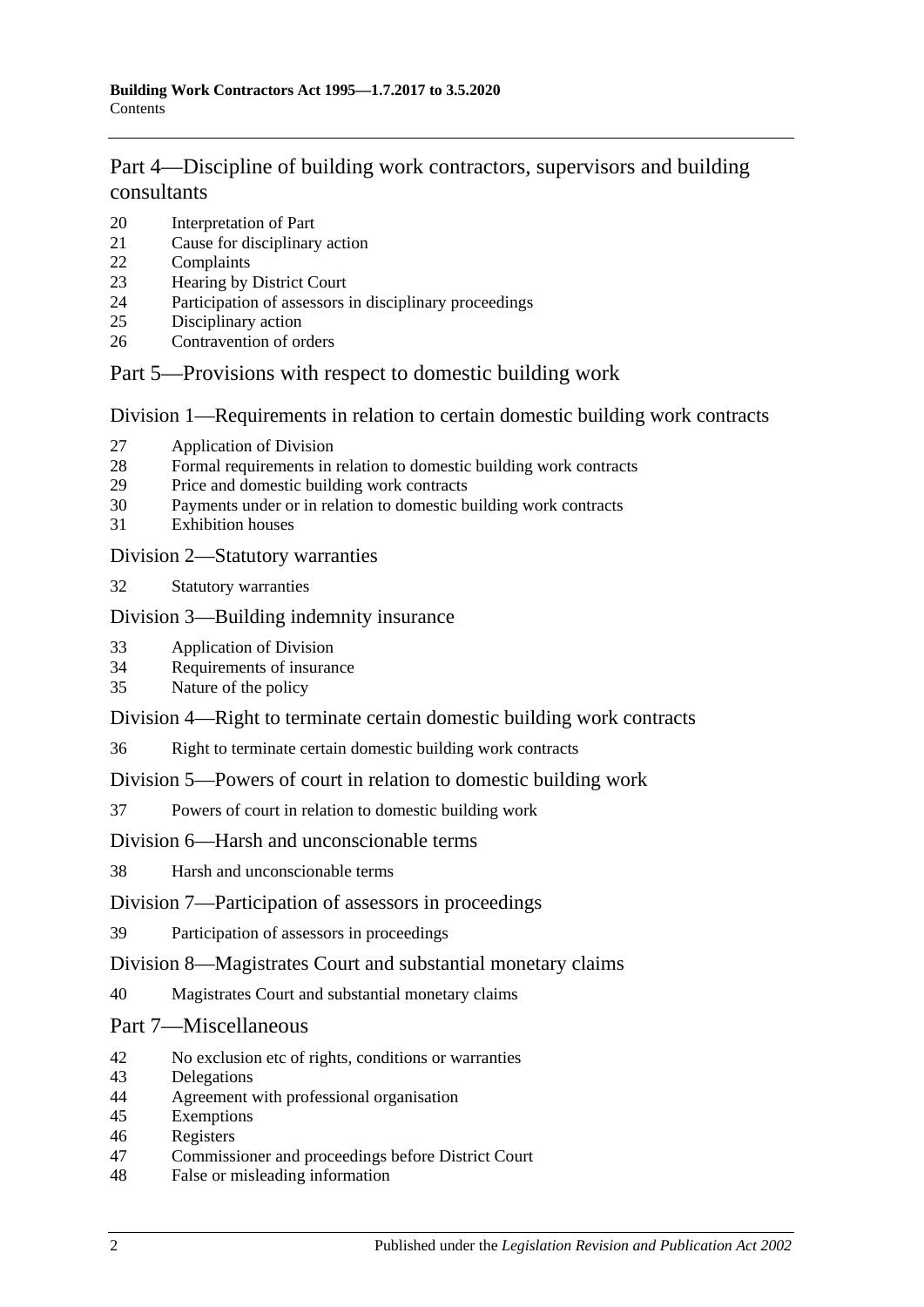## Part 4—Discipline of building work contractors, supervisors and building consultants

20 Interpretation of Part
21 Cause for disciplinary action
22 Complaints
23 Hearing by District Court
24 Participation of assessors in disciplinary proceedings
25 Disciplinary action
26 Contravention of orders

## Part 5—Provisions with respect to domestic building work

### Division 1—Requirements in relation to certain domestic building work contracts

27 Application of Division
28 Formal requirements in relation to domestic building work contracts
29 Price and domestic building work contracts
30 Payments under or in relation to domestic building work contracts
31 Exhibition houses

### Division 2—Statutory warranties

32 Statutory warranties

### Division 3—Building indemnity insurance

33 Application of Division
34 Requirements of insurance
35 Nature of the policy

### Division 4—Right to terminate certain domestic building work contracts

36 Right to terminate certain domestic building work contracts

### Division 5—Powers of court in relation to domestic building work

37 Powers of court in relation to domestic building work

### Division 6—Harsh and unconscionable terms

38 Harsh and unconscionable terms

### Division 7—Participation of assessors in proceedings

39 Participation of assessors in proceedings

### Division 8—Magistrates Court and substantial monetary claims

40 Magistrates Court and substantial monetary claims

## Part 7—Miscellaneous

42 No exclusion etc of rights, conditions or warranties
43 Delegations
44 Agreement with professional organisation
45 Exemptions
46 Registers
47 Commissioner and proceedings before District Court
48 False or misleading information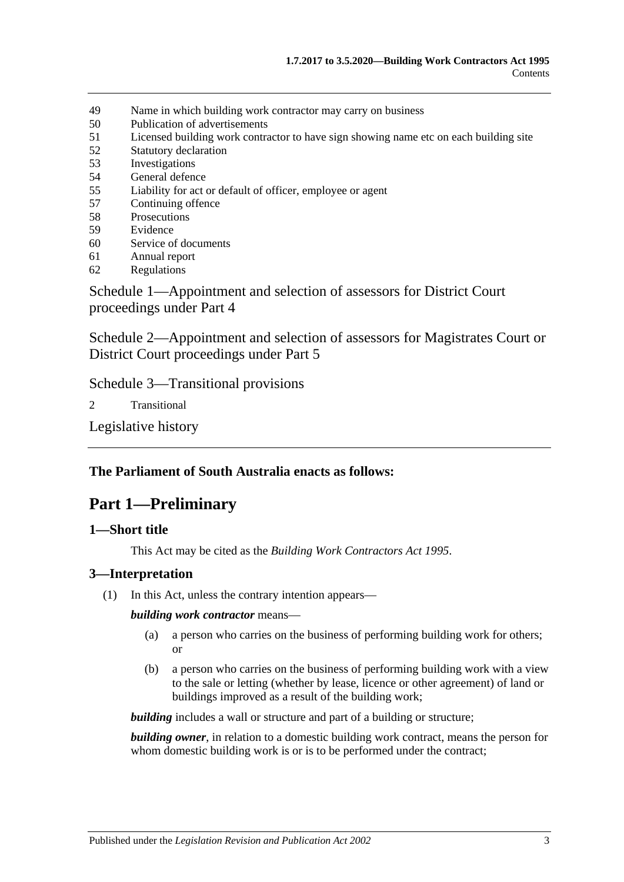49 Name in which building work contractor may carry on business
50 Publication of advertisements
51 Licensed building work contractor to have sign showing name etc on each building site
52 Statutory declaration
53 Investigations
54 General defence
55 Liability for act or default of officer, employee or agent
57 Continuing offence
58 Prosecutions
59 Evidence
60 Service of documents
61 Annual report
62 Regulations

Schedule 1—Appointment and selection of assessors for District Court proceedings under Part 4

Schedule 2—Appointment and selection of assessors for Magistrates Court or District Court proceedings under Part 5

Schedule 3—Transitional provisions

2 Transitional

Legislative history

**The Parliament of South Australia enacts as follows:**

# Part 1—Preliminary

## 1—Short title

This Act may be cited as the *Building Work Contractors Act 1995*.

## 3—Interpretation

(1) In this Act, unless the contrary intention appears—

***building work contractor*** means—

(a) a person who carries on the business of performing building work for others; or

(b) a person who carries on the business of performing building work with a view to the sale or letting (whether by lease, licence or other agreement) of land or buildings improved as a result of the building work;

***building*** includes a wall or structure and part of a building or structure;

***building owner***, in relation to a domestic building work contract, means the person for whom domestic building work is or is to be performed under the contract;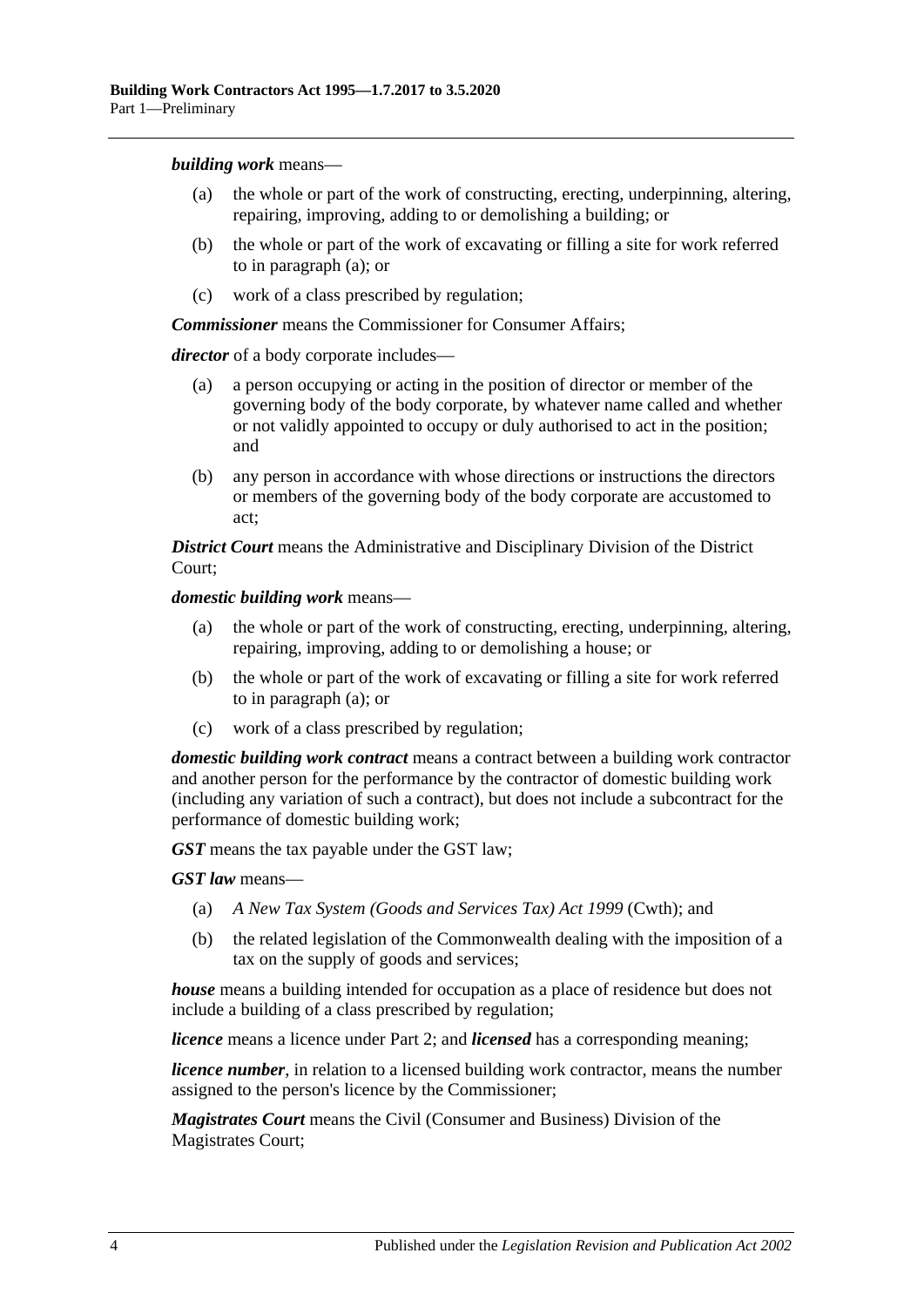***building work*** means—

(a) the whole or part of the work of constructing, erecting, underpinning, altering, repairing, improving, adding to or demolishing a building; or

(b) the whole or part of the work of excavating or filling a site for work referred to in paragraph (a); or

(c) work of a class prescribed by regulation;

***Commissioner*** means the Commissioner for Consumer Affairs;

***director*** of a body corporate includes—

(a) a person occupying or acting in the position of director or member of the governing body of the body corporate, by whatever name called and whether or not validly appointed to occupy or duly authorised to act in the position; and

(b) any person in accordance with whose directions or instructions the directors or members of the governing body of the body corporate are accustomed to act;

***District Court*** means the Administrative and Disciplinary Division of the District Court;

***domestic building work*** means—

(a) the whole or part of the work of constructing, erecting, underpinning, altering, repairing, improving, adding to or demolishing a house; or

(b) the whole or part of the work of excavating or filling a site for work referred to in paragraph (a); or

(c) work of a class prescribed by regulation;

***domestic building work contract*** means a contract between a building work contractor and another person for the performance by the contractor of domestic building work (including any variation of such a contract), but does not include a subcontract for the performance of domestic building work;

***GST*** means the tax payable under the GST law;

***GST law*** means—

(a) *A New Tax System (Goods and Services Tax) Act 1999* (Cwth); and

(b) the related legislation of the Commonwealth dealing with the imposition of a tax on the supply of goods and services;

***house*** means a building intended for occupation as a place of residence but does not include a building of a class prescribed by regulation;

***licence*** means a licence under Part 2; and ***licensed*** has a corresponding meaning;

***licence number***, in relation to a licensed building work contractor, means the number assigned to the person's licence by the Commissioner;

***Magistrates Court*** means the Civil (Consumer and Business) Division of the Magistrates Court;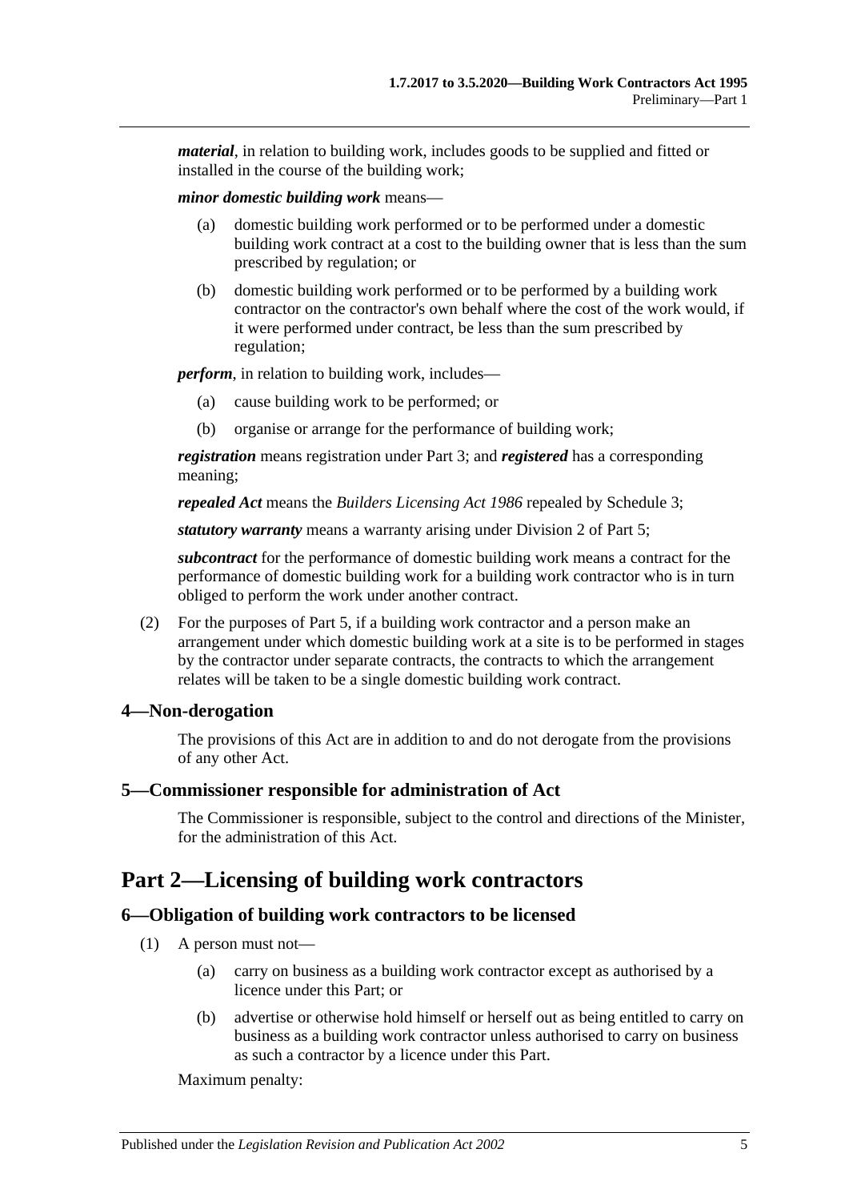***material***, in relation to building work, includes goods to be supplied and fitted or installed in the course of the building work;

***minor domestic building work*** means—

- (a) domestic building work performed or to be performed under a domestic building work contract at a cost to the building owner that is less than the sum prescribed by regulation; or
- (b) domestic building work performed or to be performed by a building work contractor on the contractor's own behalf where the cost of the work would, if it were performed under contract, be less than the sum prescribed by regulation;

***perform***, in relation to building work, includes—

- (a) cause building work to be performed; or
- (b) organise or arrange for the performance of building work;

***registration*** means registration under Part 3; and ***registered*** has a corresponding meaning;

***repealed Act*** means the *Builders Licensing Act 1986* repealed by Schedule 3;

***statutory warranty*** means a warranty arising under Division 2 of Part 5;

***subcontract*** for the performance of domestic building work means a contract for the performance of domestic building work for a building work contractor who is in turn obliged to perform the work under another contract.

(2) For the purposes of Part 5, if a building work contractor and a person make an arrangement under which domestic building work at a site is to be performed in stages by the contractor under separate contracts, the contracts to which the arrangement relates will be taken to be a single domestic building work contract.

### 4—Non-derogation

The provisions of this Act are in addition to and do not derogate from the provisions of any other Act.

### 5—Commissioner responsible for administration of Act

The Commissioner is responsible, subject to the control and directions of the Minister, for the administration of this Act.

## Part 2—Licensing of building work contractors

### 6—Obligation of building work contractors to be licensed

(1) A person must not—

- (a) carry on business as a building work contractor except as authorised by a licence under this Part; or
- (b) advertise or otherwise hold himself or herself out as being entitled to carry on business as a building work contractor unless authorised to carry on business as such a contractor by a licence under this Part.

Maximum penalty: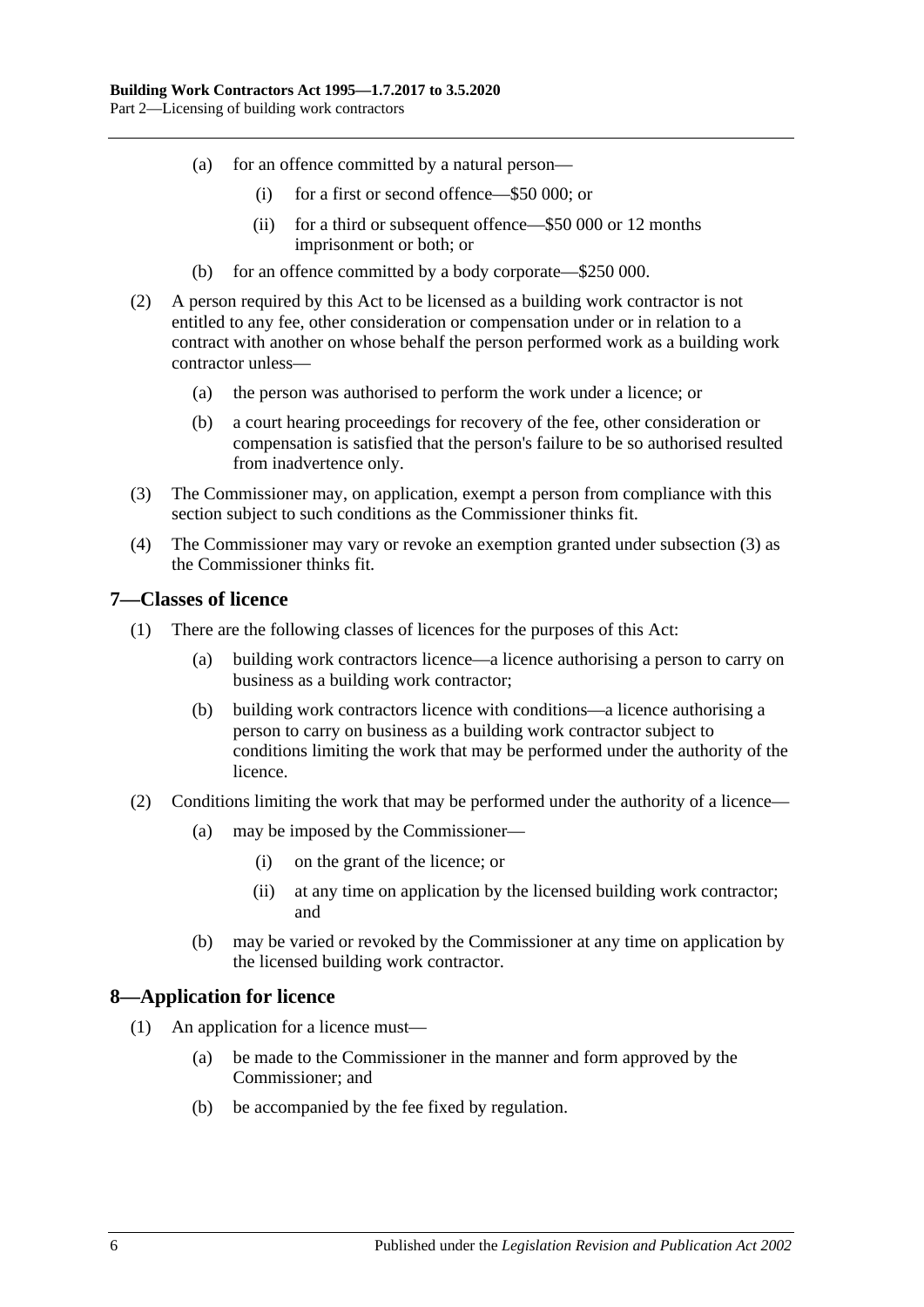(a) for an offence committed by a natural person—

   (i) for a first or second offence—$50 000; or

   (ii) for a third or subsequent offence—$50 000 or 12 months imprisonment or both; or

(b) for an offence committed by a body corporate—$250 000.

(2) A person required by this Act to be licensed as a building work contractor is not entitled to any fee, other consideration or compensation under or in relation to a contract with another on whose behalf the person performed work as a building work contractor unless—

   (a) the person was authorised to perform the work under a licence; or

   (b) a court hearing proceedings for recovery of the fee, other consideration or compensation is satisfied that the person's failure to be so authorised resulted from inadvertence only.

(3) The Commissioner may, on application, exempt a person from compliance with this section subject to such conditions as the Commissioner thinks fit.

(4) The Commissioner may vary or revoke an exemption granted under subsection (3) as the Commissioner thinks fit.

## 7—Classes of licence

(1) There are the following classes of licences for the purposes of this Act:

   (a) building work contractors licence—a licence authorising a person to carry on business as a building work contractor;

   (b) building work contractors licence with conditions—a licence authorising a person to carry on business as a building work contractor subject to conditions limiting the work that may be performed under the authority of the licence.

(2) Conditions limiting the work that may be performed under the authority of a licence—

   (a) may be imposed by the Commissioner—

      (i) on the grant of the licence; or

      (ii) at any time on application by the licensed building work contractor; and

   (b) may be varied or revoked by the Commissioner at any time on application by the licensed building work contractor.

## 8—Application for licence

(1) An application for a licence must—

   (a) be made to the Commissioner in the manner and form approved by the Commissioner; and

   (b) be accompanied by the fee fixed by regulation.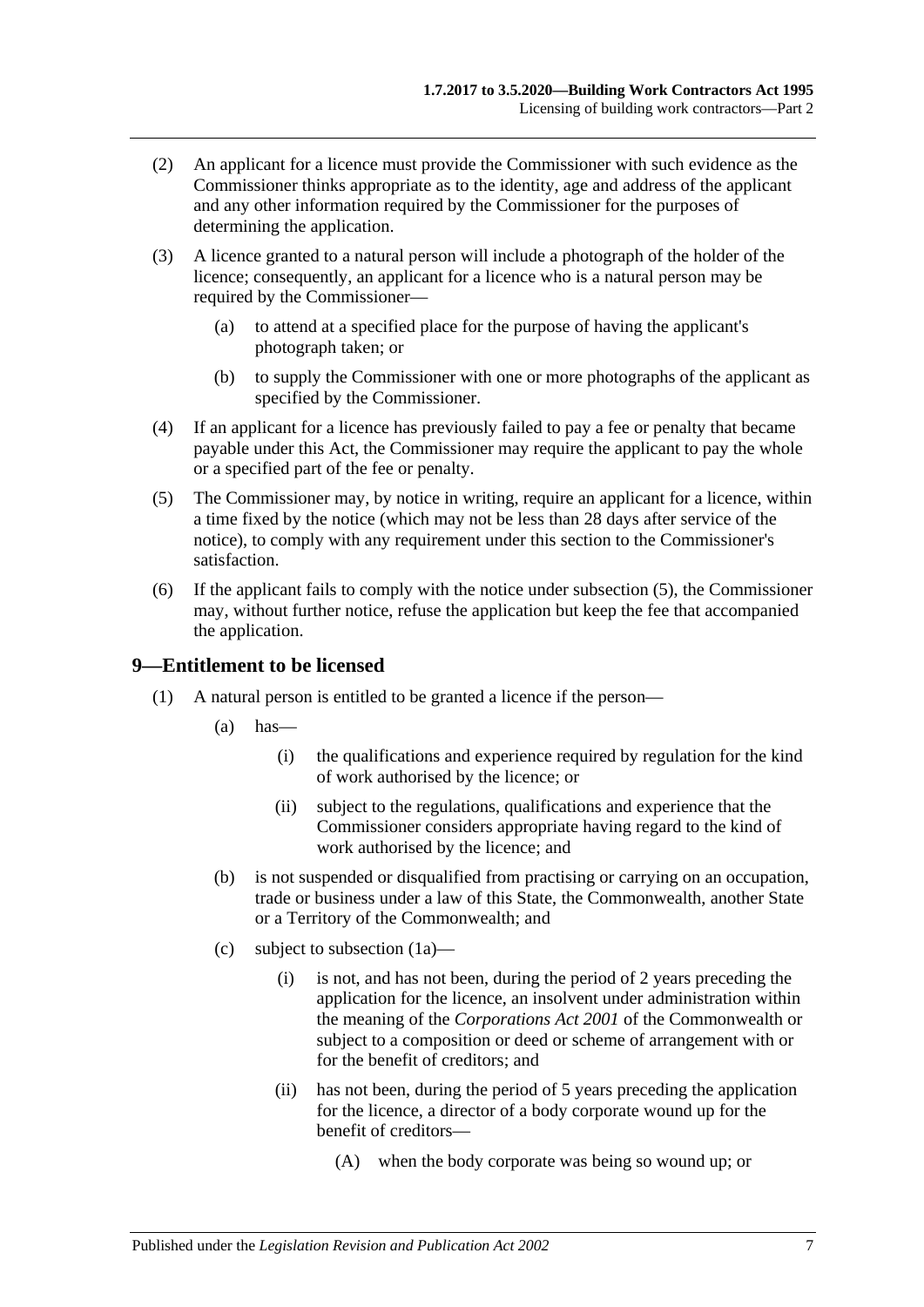(2) An applicant for a licence must provide the Commissioner with such evidence as the Commissioner thinks appropriate as to the identity, age and address of the applicant and any other information required by the Commissioner for the purposes of determining the application.

(3) A licence granted to a natural person will include a photograph of the holder of the licence; consequently, an applicant for a licence who is a natural person may be required by the Commissioner—

(a) to attend at a specified place for the purpose of having the applicant's photograph taken; or

(b) to supply the Commissioner with one or more photographs of the applicant as specified by the Commissioner.

(4) If an applicant for a licence has previously failed to pay a fee or penalty that became payable under this Act, the Commissioner may require the applicant to pay the whole or a specified part of the fee or penalty.

(5) The Commissioner may, by notice in writing, require an applicant for a licence, within a time fixed by the notice (which may not be less than 28 days after service of the notice), to comply with any requirement under this section to the Commissioner's satisfaction.

(6) If the applicant fails to comply with the notice under subsection (5), the Commissioner may, without further notice, refuse the application but keep the fee that accompanied the application.

## 9—Entitlement to be licensed

(1) A natural person is entitled to be granted a licence if the person—

(a) has—

(i) the qualifications and experience required by regulation for the kind of work authorised by the licence; or

(ii) subject to the regulations, qualifications and experience that the Commissioner considers appropriate having regard to the kind of work authorised by the licence; and

(b) is not suspended or disqualified from practising or carrying on an occupation, trade or business under a law of this State, the Commonwealth, another State or a Territory of the Commonwealth; and

(c) subject to subsection (1a)—

(i) is not, and has not been, during the period of 2 years preceding the application for the licence, an insolvent under administration within the meaning of the *Corporations Act 2001* of the Commonwealth or subject to a composition or deed or scheme of arrangement with or for the benefit of creditors; and

(ii) has not been, during the period of 5 years preceding the application for the licence, a director of a body corporate wound up for the benefit of creditors—

(A) when the body corporate was being so wound up; or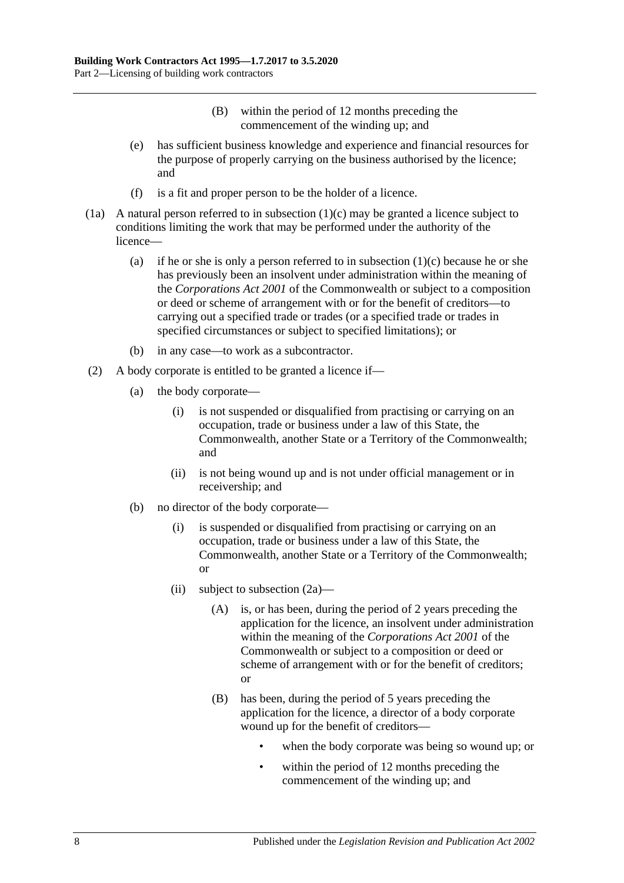(B) within the period of 12 months preceding the commencement of the winding up; and

(e) has sufficient business knowledge and experience and financial resources for the purpose of properly carrying on the business authorised by the licence; and

(f) is a fit and proper person to be the holder of a licence.

(1a) A natural person referred to in subsection (1)(c) may be granted a licence subject to conditions limiting the work that may be performed under the authority of the licence—

(a) if he or she is only a person referred to in subsection (1)(c) because he or she has previously been an insolvent under administration within the meaning of the *Corporations Act 2001* of the Commonwealth or subject to a composition or deed or scheme of arrangement with or for the benefit of creditors—to carrying out a specified trade or trades (or a specified trade or trades in specified circumstances or subject to specified limitations); or

(b) in any case—to work as a subcontractor.

(2) A body corporate is entitled to be granted a licence if—

(a) the body corporate—

(i) is not suspended or disqualified from practising or carrying on an occupation, trade or business under a law of this State, the Commonwealth, another State or a Territory of the Commonwealth; and

(ii) is not being wound up and is not under official management or in receivership; and

(b) no director of the body corporate—

(i) is suspended or disqualified from practising or carrying on an occupation, trade or business under a law of this State, the Commonwealth, another State or a Territory of the Commonwealth; or

(ii) subject to subsection (2a)—

(A) is, or has been, during the period of 2 years preceding the application for the licence, an insolvent under administration within the meaning of the *Corporations Act 2001* of the Commonwealth or subject to a composition or deed or scheme of arrangement with or for the benefit of creditors; or

(B) has been, during the period of 5 years preceding the application for the licence, a director of a body corporate wound up for the benefit of creditors—

- when the body corporate was being so wound up; or
- within the period of 12 months preceding the commencement of the winding up; and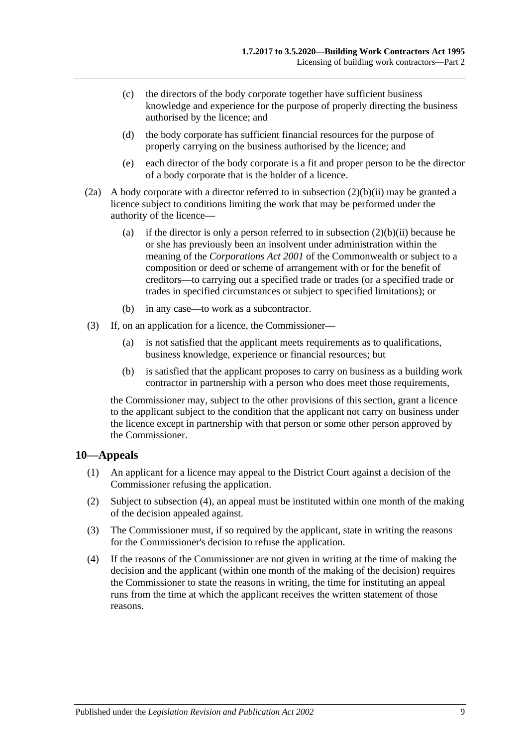(c) the directors of the body corporate together have sufficient business knowledge and experience for the purpose of properly directing the business authorised by the licence; and

(d) the body corporate has sufficient financial resources for the purpose of properly carrying on the business authorised by the licence; and

(e) each director of the body corporate is a fit and proper person to be the director of a body corporate that is the holder of a licence.

(2a) A body corporate with a director referred to in subsection (2)(b)(ii) may be granted a licence subject to conditions limiting the work that may be performed under the authority of the licence—

(a) if the director is only a person referred to in subsection (2)(b)(ii) because he or she has previously been an insolvent under administration within the meaning of the *Corporations Act 2001* of the Commonwealth or subject to a composition or deed or scheme of arrangement with or for the benefit of creditors—to carrying out a specified trade or trades (or a specified trade or trades in specified circumstances or subject to specified limitations); or

(b) in any case—to work as a subcontractor.

(3) If, on an application for a licence, the Commissioner—

(a) is not satisfied that the applicant meets requirements as to qualifications, business knowledge, experience or financial resources; but

(b) is satisfied that the applicant proposes to carry on business as a building work contractor in partnership with a person who does meet those requirements,

the Commissioner may, subject to the other provisions of this section, grant a licence to the applicant subject to the condition that the applicant not carry on business under the licence except in partnership with that person or some other person approved by the Commissioner.

## 10—Appeals

(1) An applicant for a licence may appeal to the District Court against a decision of the Commissioner refusing the application.

(2) Subject to subsection (4), an appeal must be instituted within one month of the making of the decision appealed against.

(3) The Commissioner must, if so required by the applicant, state in writing the reasons for the Commissioner's decision to refuse the application.

(4) If the reasons of the Commissioner are not given in writing at the time of making the decision and the applicant (within one month of the making of the decision) requires the Commissioner to state the reasons in writing, the time for instituting an appeal runs from the time at which the applicant receives the written statement of those reasons.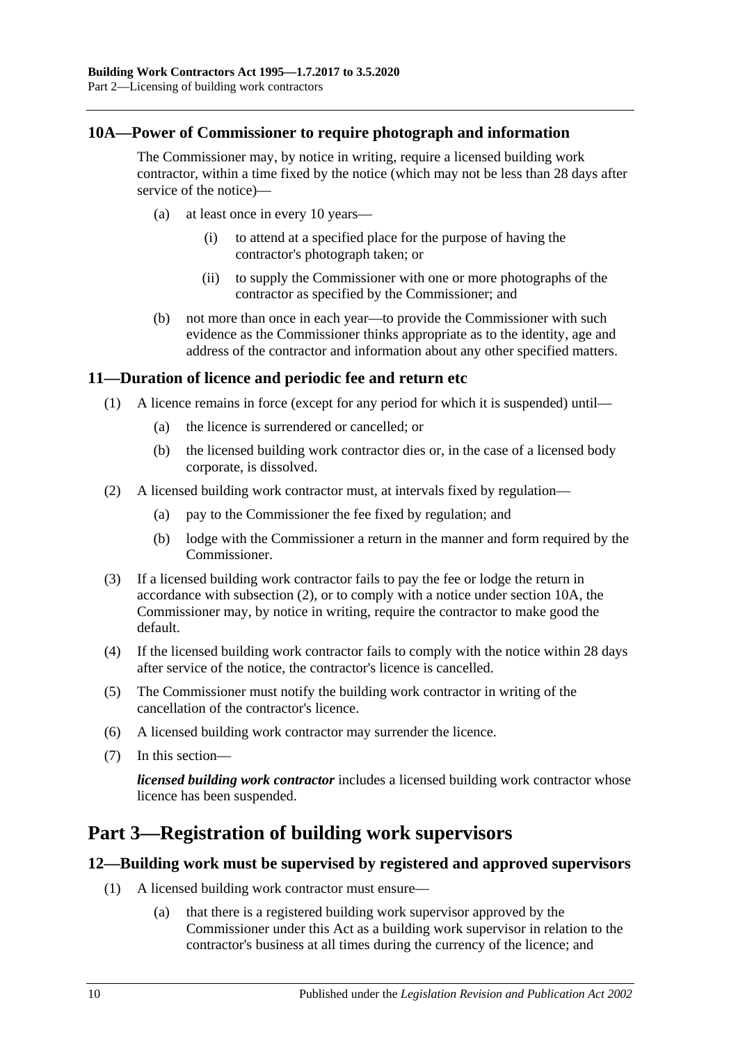### 10A—Power of Commissioner to require photograph and information

The Commissioner may, by notice in writing, require a licensed building work contractor, within a time fixed by the notice (which may not be less than 28 days after service of the notice)—

- (a) at least once in every 10 years—
  - (i) to attend at a specified place for the purpose of having the contractor's photograph taken; or
  - (ii) to supply the Commissioner with one or more photographs of the contractor as specified by the Commissioner; and
- (b) not more than once in each year—to provide the Commissioner with such evidence as the Commissioner thinks appropriate as to the identity, age and address of the contractor and information about any other specified matters.

### 11—Duration of licence and periodic fee and return etc

(1) A licence remains in force (except for any period for which it is suspended) until—

- (a) the licence is surrendered or cancelled; or
- (b) the licensed building work contractor dies or, in the case of a licensed body corporate, is dissolved.

(2) A licensed building work contractor must, at intervals fixed by regulation—

- (a) pay to the Commissioner the fee fixed by regulation; and
- (b) lodge with the Commissioner a return in the manner and form required by the Commissioner.

(3) If a licensed building work contractor fails to pay the fee or lodge the return in accordance with subsection (2), or to comply with a notice under section 10A, the Commissioner may, by notice in writing, require the contractor to make good the default.

(4) If the licensed building work contractor fails to comply with the notice within 28 days after service of the notice, the contractor's licence is cancelled.

(5) The Commissioner must notify the building work contractor in writing of the cancellation of the contractor's licence.

(6) A licensed building work contractor may surrender the licence.

(7) In this section—

***licensed building work contractor*** includes a licensed building work contractor whose licence has been suspended.

## Part 3—Registration of building work supervisors

### 12—Building work must be supervised by registered and approved supervisors

(1) A licensed building work contractor must ensure—

- (a) that there is a registered building work supervisor approved by the Commissioner under this Act as a building work supervisor in relation to the contractor's business at all times during the currency of the licence; and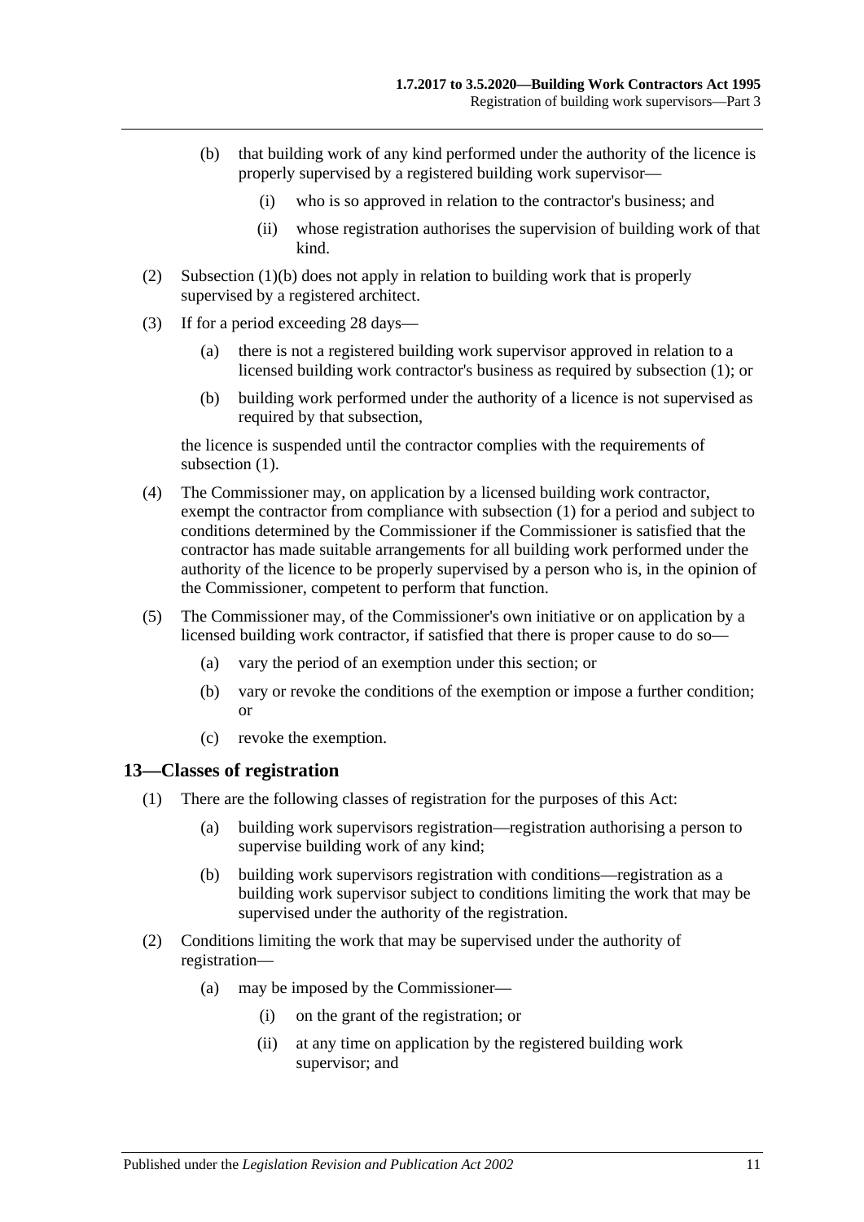(b) that building work of any kind performed under the authority of the licence is properly supervised by a registered building work supervisor—

(i) who is so approved in relation to the contractor's business; and

(ii) whose registration authorises the supervision of building work of that kind.

(2) Subsection (1)(b) does not apply in relation to building work that is properly supervised by a registered architect.

(3) If for a period exceeding 28 days—

(a) there is not a registered building work supervisor approved in relation to a licensed building work contractor's business as required by subsection (1); or

(b) building work performed under the authority of a licence is not supervised as required by that subsection,

the licence is suspended until the contractor complies with the requirements of subsection (1).

(4) The Commissioner may, on application by a licensed building work contractor, exempt the contractor from compliance with subsection (1) for a period and subject to conditions determined by the Commissioner if the Commissioner is satisfied that the contractor has made suitable arrangements for all building work performed under the authority of the licence to be properly supervised by a person who is, in the opinion of the Commissioner, competent to perform that function.

(5) The Commissioner may, of the Commissioner's own initiative or on application by a licensed building work contractor, if satisfied that there is proper cause to do so—

(a) vary the period of an exemption under this section; or

(b) vary or revoke the conditions of the exemption or impose a further condition; or

(c) revoke the exemption.

## 13—Classes of registration

(1) There are the following classes of registration for the purposes of this Act:

(a) building work supervisors registration—registration authorising a person to supervise building work of any kind;

(b) building work supervisors registration with conditions—registration as a building work supervisor subject to conditions limiting the work that may be supervised under the authority of the registration.

(2) Conditions limiting the work that may be supervised under the authority of registration—

(a) may be imposed by the Commissioner—

(i) on the grant of the registration; or

(ii) at any time on application by the registered building work supervisor; and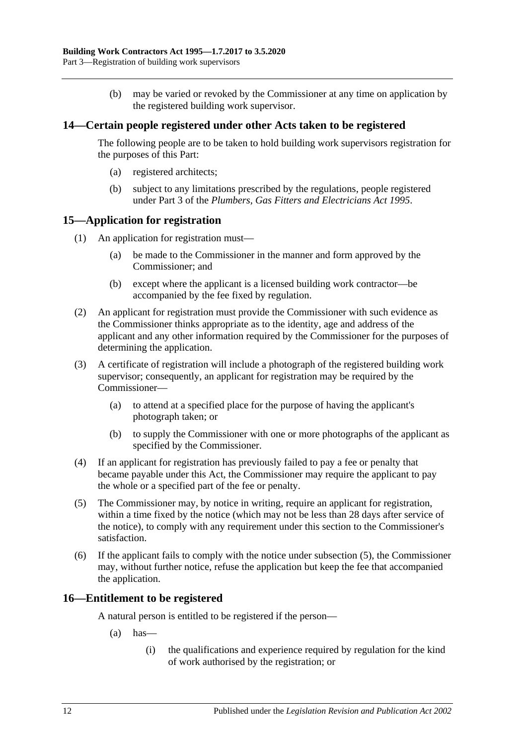(b) may be varied or revoked by the Commissioner at any time on application by the registered building work supervisor.

## 14—Certain people registered under other Acts taken to be registered

The following people are to be taken to hold building work supervisors registration for the purposes of this Part:

(a) registered architects;

(b) subject to any limitations prescribed by the regulations, people registered under Part 3 of the *Plumbers, Gas Fitters and Electricians Act 1995*.

## 15—Application for registration

(1) An application for registration must—

(a) be made to the Commissioner in the manner and form approved by the Commissioner; and

(b) except where the applicant is a licensed building work contractor—be accompanied by the fee fixed by regulation.

(2) An applicant for registration must provide the Commissioner with such evidence as the Commissioner thinks appropriate as to the identity, age and address of the applicant and any other information required by the Commissioner for the purposes of determining the application.

(3) A certificate of registration will include a photograph of the registered building work supervisor; consequently, an applicant for registration may be required by the Commissioner—

(a) to attend at a specified place for the purpose of having the applicant's photograph taken; or

(b) to supply the Commissioner with one or more photographs of the applicant as specified by the Commissioner.

(4) If an applicant for registration has previously failed to pay a fee or penalty that became payable under this Act, the Commissioner may require the applicant to pay the whole or a specified part of the fee or penalty.

(5) The Commissioner may, by notice in writing, require an applicant for registration, within a time fixed by the notice (which may not be less than 28 days after service of the notice), to comply with any requirement under this section to the Commissioner's satisfaction.

(6) If the applicant fails to comply with the notice under subsection (5), the Commissioner may, without further notice, refuse the application but keep the fee that accompanied the application.

## 16—Entitlement to be registered

A natural person is entitled to be registered if the person—

(a) has—

(i) the qualifications and experience required by regulation for the kind of work authorised by the registration; or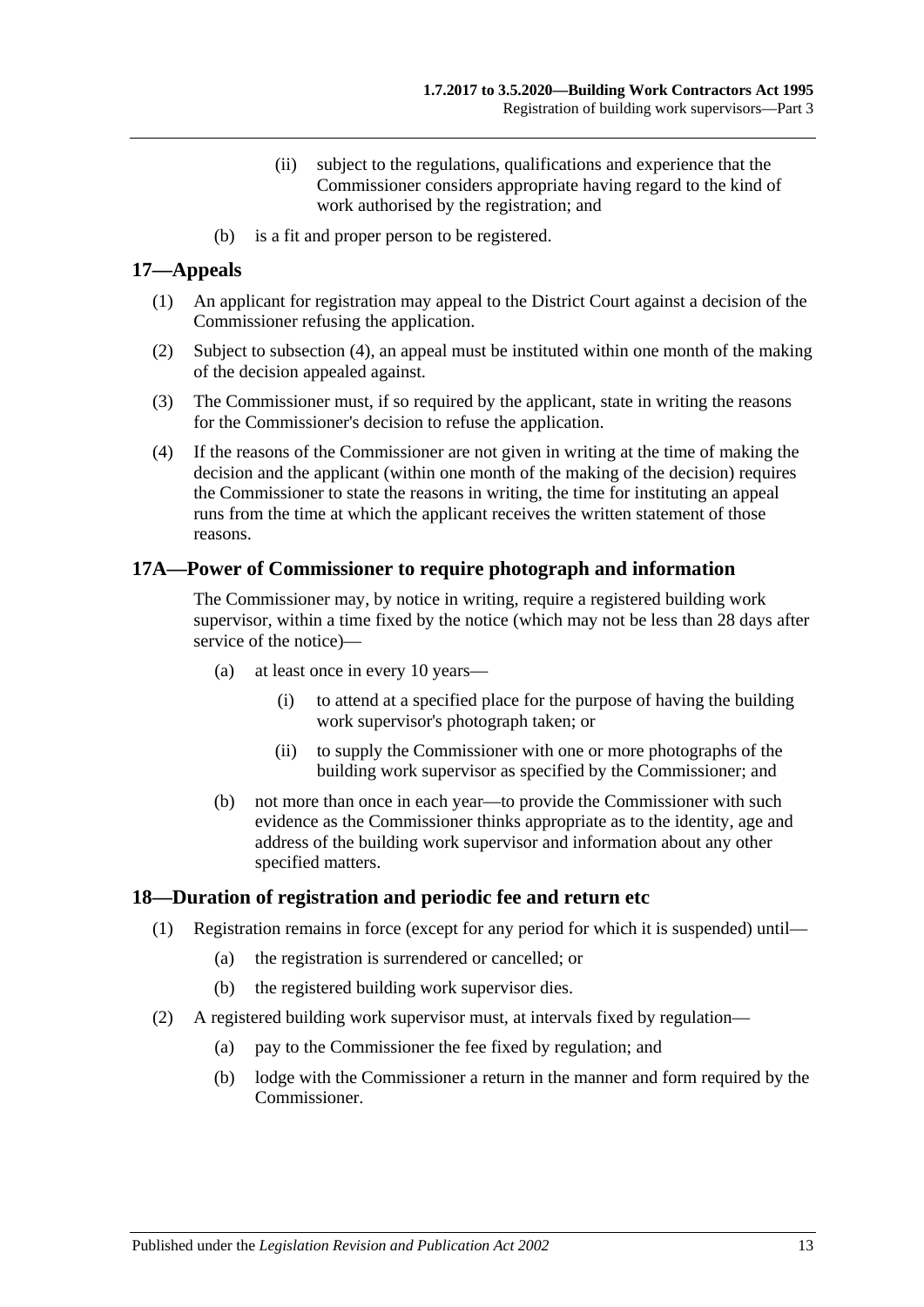(ii) subject to the regulations, qualifications and experience that the Commissioner considers appropriate having regard to the kind of work authorised by the registration; and

(b) is a fit and proper person to be registered.

## 17—Appeals

(1) An applicant for registration may appeal to the District Court against a decision of the Commissioner refusing the application.

(2) Subject to subsection (4), an appeal must be instituted within one month of the making of the decision appealed against.

(3) The Commissioner must, if so required by the applicant, state in writing the reasons for the Commissioner's decision to refuse the application.

(4) If the reasons of the Commissioner are not given in writing at the time of making the decision and the applicant (within one month of the making of the decision) requires the Commissioner to state the reasons in writing, the time for instituting an appeal runs from the time at which the applicant receives the written statement of those reasons.

## 17A—Power of Commissioner to require photograph and information

The Commissioner may, by notice in writing, require a registered building work supervisor, within a time fixed by the notice (which may not be less than 28 days after service of the notice)—

(a) at least once in every 10 years—

(i) to attend at a specified place for the purpose of having the building work supervisor's photograph taken; or

(ii) to supply the Commissioner with one or more photographs of the building work supervisor as specified by the Commissioner; and

(b) not more than once in each year—to provide the Commissioner with such evidence as the Commissioner thinks appropriate as to the identity, age and address of the building work supervisor and information about any other specified matters.

## 18—Duration of registration and periodic fee and return etc

(1) Registration remains in force (except for any period for which it is suspended) until—

(a) the registration is surrendered or cancelled; or

(b) the registered building work supervisor dies.

(2) A registered building work supervisor must, at intervals fixed by regulation—

(a) pay to the Commissioner the fee fixed by regulation; and

(b) lodge with the Commissioner a return in the manner and form required by the Commissioner.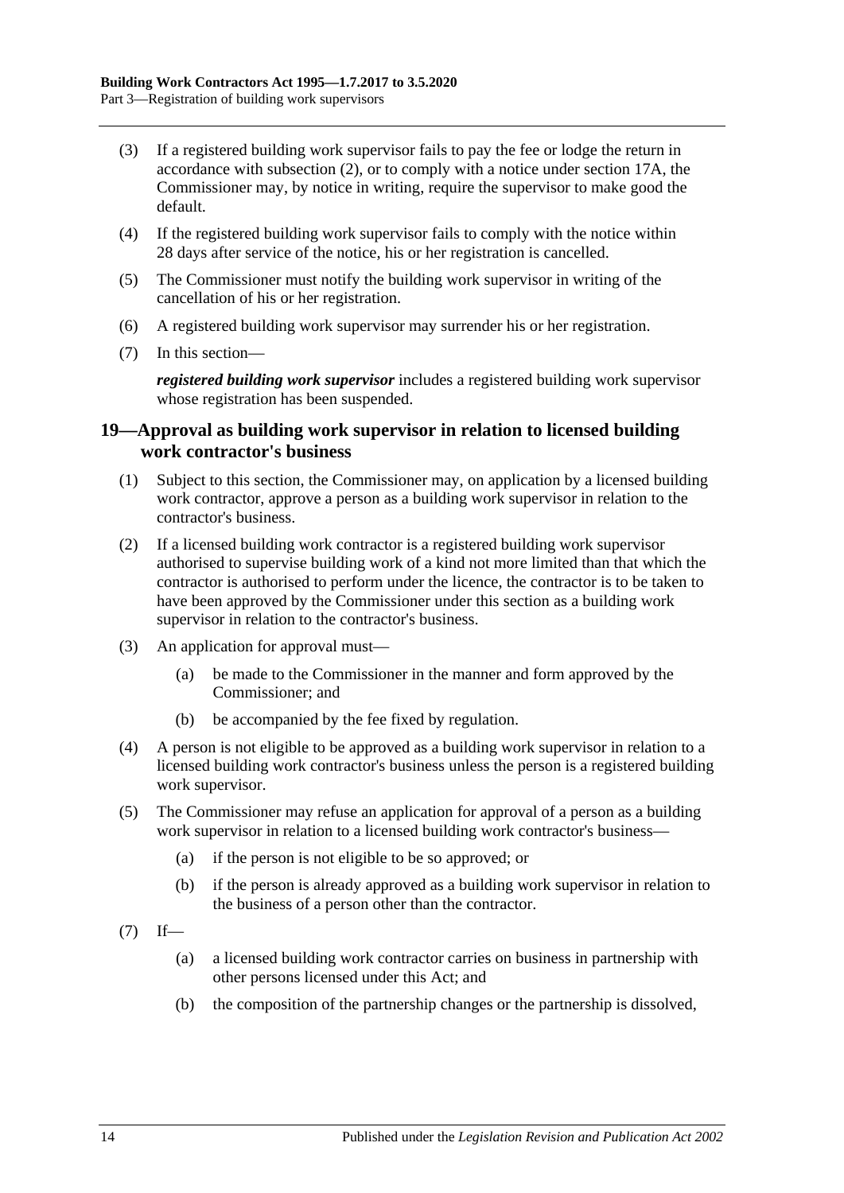(3) If a registered building work supervisor fails to pay the fee or lodge the return in accordance with subsection (2), or to comply with a notice under section 17A, the Commissioner may, by notice in writing, require the supervisor to make good the default.

(4) If the registered building work supervisor fails to comply with the notice within 28 days after service of the notice, his or her registration is cancelled.

(5) The Commissioner must notify the building work supervisor in writing of the cancellation of his or her registration.

(6) A registered building work supervisor may surrender his or her registration.

(7) In this section—

***registered building work supervisor*** includes a registered building work supervisor whose registration has been suspended.

## 19—Approval as building work supervisor in relation to licensed building work contractor's business

(1) Subject to this section, the Commissioner may, on application by a licensed building work contractor, approve a person as a building work supervisor in relation to the contractor's business.

(2) If a licensed building work contractor is a registered building work supervisor authorised to supervise building work of a kind not more limited than that which the contractor is authorised to perform under the licence, the contractor is to be taken to have been approved by the Commissioner under this section as a building work supervisor in relation to the contractor's business.

(3) An application for approval must—

(a) be made to the Commissioner in the manner and form approved by the Commissioner; and

(b) be accompanied by the fee fixed by regulation.

(4) A person is not eligible to be approved as a building work supervisor in relation to a licensed building work contractor's business unless the person is a registered building work supervisor.

(5) The Commissioner may refuse an application for approval of a person as a building work supervisor in relation to a licensed building work contractor's business—

(a) if the person is not eligible to be so approved; or

(b) if the person is already approved as a building work supervisor in relation to the business of a person other than the contractor.

(7) If—

(a) a licensed building work contractor carries on business in partnership with other persons licensed under this Act; and

(b) the composition of the partnership changes or the partnership is dissolved,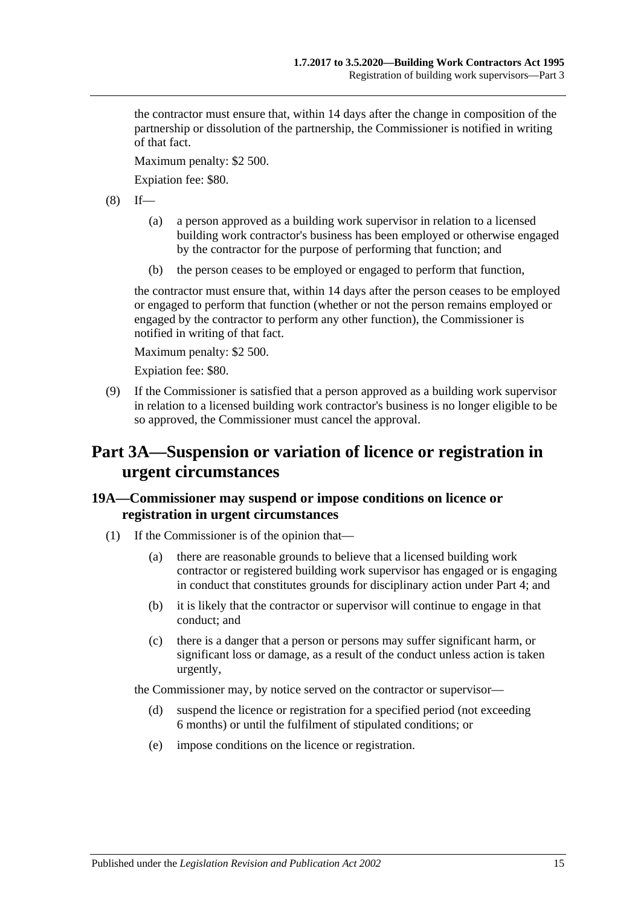the contractor must ensure that, within 14 days after the change in composition of the partnership or dissolution of the partnership, the Commissioner is notified in writing of that fact.

Maximum penalty: $2 500.

Expiation fee: $80.

(8) If—

(a) a person approved as a building work supervisor in relation to a licensed building work contractor's business has been employed or otherwise engaged by the contractor for the purpose of performing that function; and

(b) the person ceases to be employed or engaged to perform that function,

the contractor must ensure that, within 14 days after the person ceases to be employed or engaged to perform that function (whether or not the person remains employed or engaged by the contractor to perform any other function), the Commissioner is notified in writing of that fact.

Maximum penalty: $2 500.

Expiation fee: $80.

(9) If the Commissioner is satisfied that a person approved as a building work supervisor in relation to a licensed building work contractor's business is no longer eligible to be so approved, the Commissioner must cancel the approval.

# Part 3A—Suspension or variation of licence or registration in urgent circumstances

## 19A—Commissioner may suspend or impose conditions on licence or registration in urgent circumstances

(1) If the Commissioner is of the opinion that—

(a) there are reasonable grounds to believe that a licensed building work contractor or registered building work supervisor has engaged or is engaging in conduct that constitutes grounds for disciplinary action under Part 4; and

(b) it is likely that the contractor or supervisor will continue to engage in that conduct; and

(c) there is a danger that a person or persons may suffer significant harm, or significant loss or damage, as a result of the conduct unless action is taken urgently,

the Commissioner may, by notice served on the contractor or supervisor—

(d) suspend the licence or registration for a specified period (not exceeding 6 months) or until the fulfilment of stipulated conditions; or

(e) impose conditions on the licence or registration.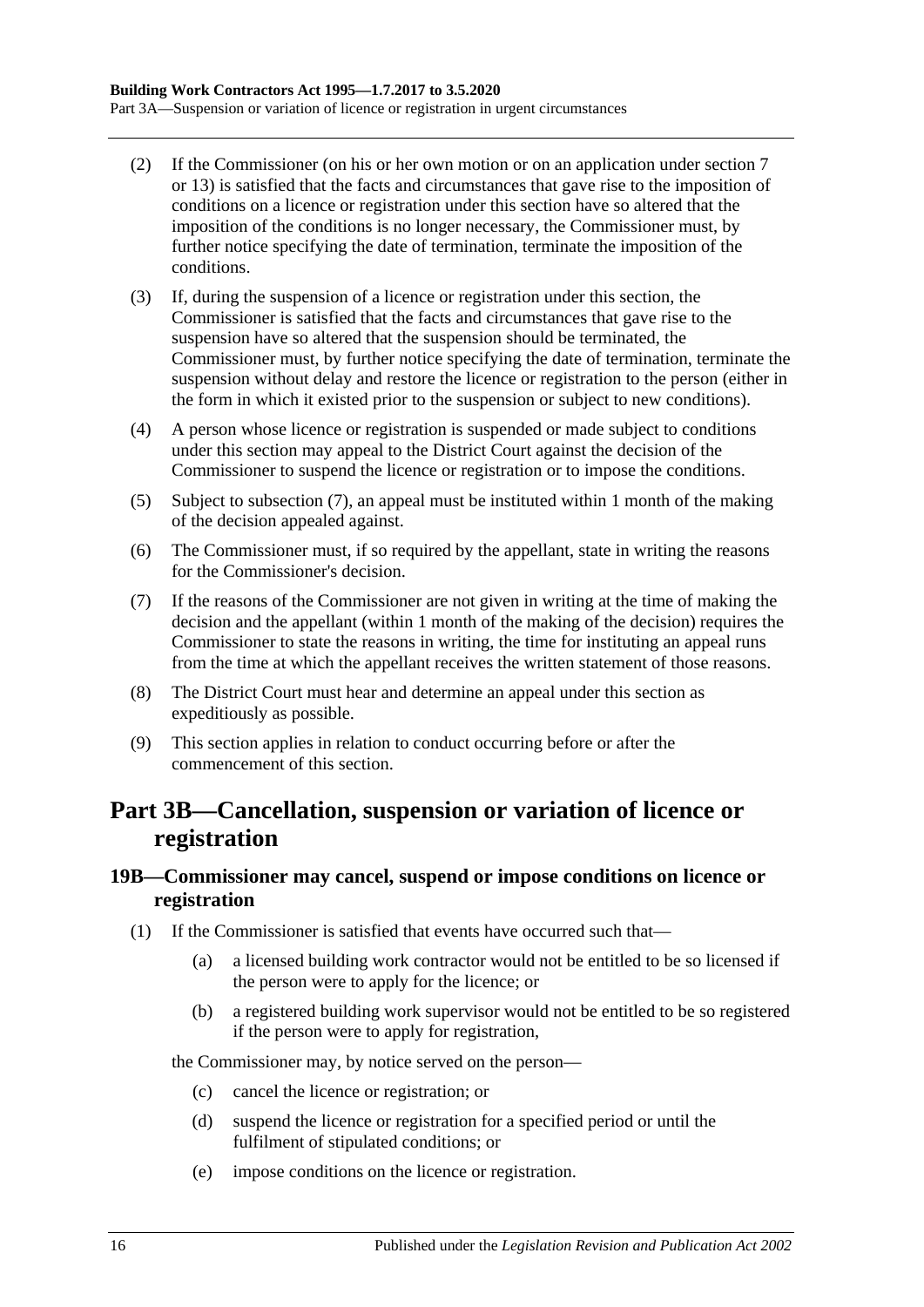(2) If the Commissioner (on his or her own motion or on an application under section 7 or 13) is satisfied that the facts and circumstances that gave rise to the imposition of conditions on a licence or registration under this section have so altered that the imposition of the conditions is no longer necessary, the Commissioner must, by further notice specifying the date of termination, terminate the imposition of the conditions.

(3) If, during the suspension of a licence or registration under this section, the Commissioner is satisfied that the facts and circumstances that gave rise to the suspension have so altered that the suspension should be terminated, the Commissioner must, by further notice specifying the date of termination, terminate the suspension without delay and restore the licence or registration to the person (either in the form in which it existed prior to the suspension or subject to new conditions).

(4) A person whose licence or registration is suspended or made subject to conditions under this section may appeal to the District Court against the decision of the Commissioner to suspend the licence or registration or to impose the conditions.

(5) Subject to subsection (7), an appeal must be instituted within 1 month of the making of the decision appealed against.

(6) The Commissioner must, if so required by the appellant, state in writing the reasons for the Commissioner's decision.

(7) If the reasons of the Commissioner are not given in writing at the time of making the decision and the appellant (within 1 month of the making of the decision) requires the Commissioner to state the reasons in writing, the time for instituting an appeal runs from the time at which the appellant receives the written statement of those reasons.

(8) The District Court must hear and determine an appeal under this section as expeditiously as possible.

(9) This section applies in relation to conduct occurring before or after the commencement of this section.

# Part 3B—Cancellation, suspension or variation of licence or registration

## 19B—Commissioner may cancel, suspend or impose conditions on licence or registration

(1) If the Commissioner is satisfied that events have occurred such that—

- (a) a licensed building work contractor would not be entitled to be so licensed if the person were to apply for the licence; or
- (b) a registered building work supervisor would not be entitled to be so registered if the person were to apply for registration,

the Commissioner may, by notice served on the person—

- (c) cancel the licence or registration; or
- (d) suspend the licence or registration for a specified period or until the fulfilment of stipulated conditions; or
- (e) impose conditions on the licence or registration.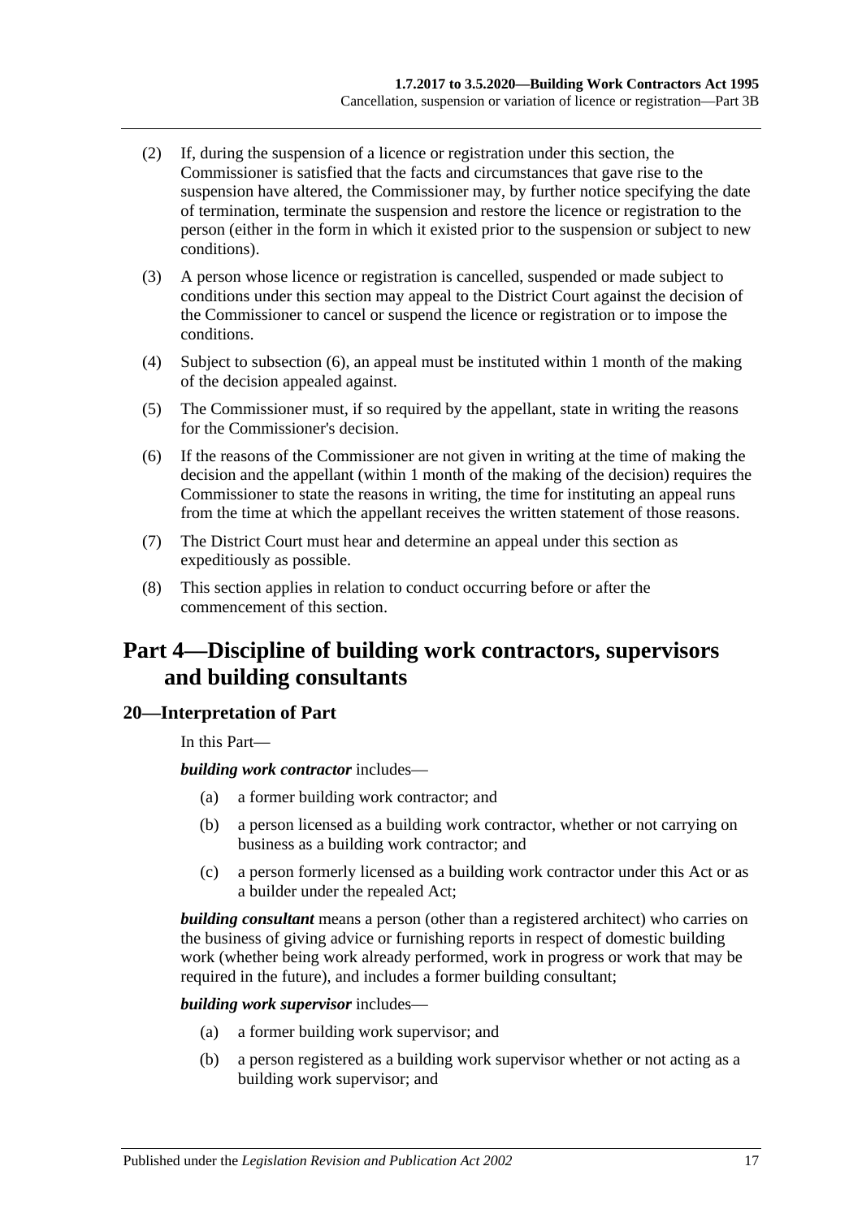(2) If, during the suspension of a licence or registration under this section, the Commissioner is satisfied that the facts and circumstances that gave rise to the suspension have altered, the Commissioner may, by further notice specifying the date of termination, terminate the suspension and restore the licence or registration to the person (either in the form in which it existed prior to the suspension or subject to new conditions).

(3) A person whose licence or registration is cancelled, suspended or made subject to conditions under this section may appeal to the District Court against the decision of the Commissioner to cancel or suspend the licence or registration or to impose the conditions.

(4) Subject to subsection (6), an appeal must be instituted within 1 month of the making of the decision appealed against.

(5) The Commissioner must, if so required by the appellant, state in writing the reasons for the Commissioner's decision.

(6) If the reasons of the Commissioner are not given in writing at the time of making the decision and the appellant (within 1 month of the making of the decision) requires the Commissioner to state the reasons in writing, the time for instituting an appeal runs from the time at which the appellant receives the written statement of those reasons.

(7) The District Court must hear and determine an appeal under this section as expeditiously as possible.

(8) This section applies in relation to conduct occurring before or after the commencement of this section.

# Part 4—Discipline of building work contractors, supervisors and building consultants

## 20—Interpretation of Part

In this Part—

***building work contractor*** includes—

(a) a former building work contractor; and

(b) a person licensed as a building work contractor, whether or not carrying on business as a building work contractor; and

(c) a person formerly licensed as a building work contractor under this Act or as a builder under the repealed Act;

***building consultant*** means a person (other than a registered architect) who carries on the business of giving advice or furnishing reports in respect of domestic building work (whether being work already performed, work in progress or work that may be required in the future), and includes a former building consultant;

***building work supervisor*** includes—

(a) a former building work supervisor; and

(b) a person registered as a building work supervisor whether or not acting as a building work supervisor; and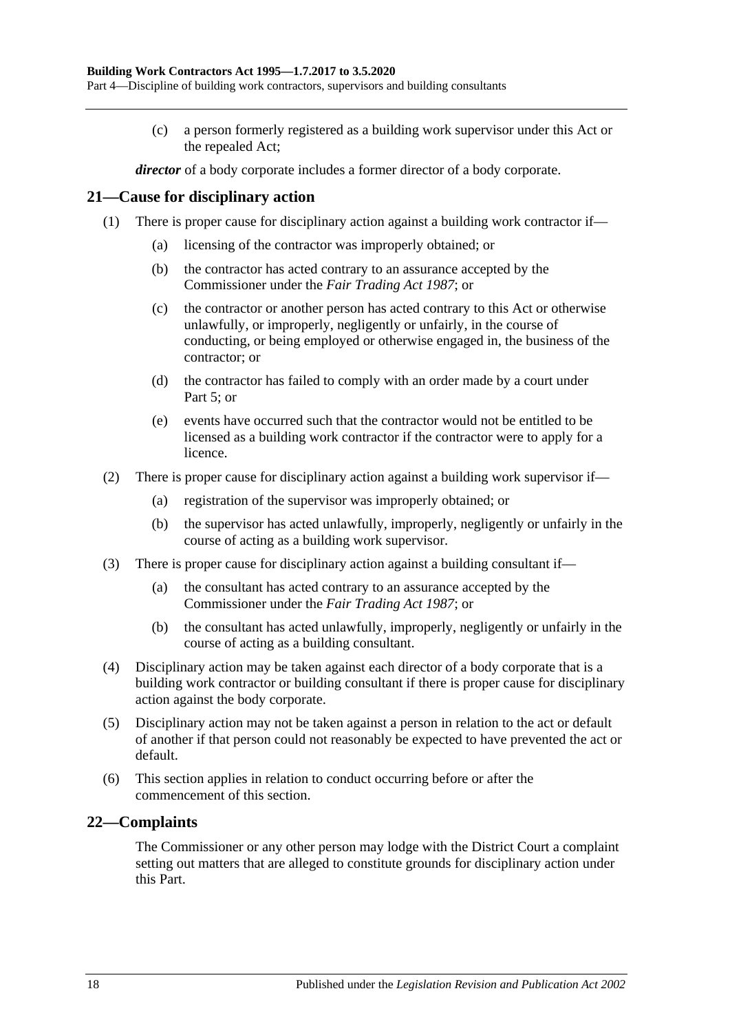(c) a person formerly registered as a building work supervisor under this Act or the repealed Act;

***director*** of a body corporate includes a former director of a body corporate.

## 21—Cause for disciplinary action

(1) There is proper cause for disciplinary action against a building work contractor if—

(a) licensing of the contractor was improperly obtained; or

(b) the contractor has acted contrary to an assurance accepted by the Commissioner under the *Fair Trading Act 1987*; or

(c) the contractor or another person has acted contrary to this Act or otherwise unlawfully, or improperly, negligently or unfairly, in the course of conducting, or being employed or otherwise engaged in, the business of the contractor; or

(d) the contractor has failed to comply with an order made by a court under Part 5; or

(e) events have occurred such that the contractor would not be entitled to be licensed as a building work contractor if the contractor were to apply for a licence.

(2) There is proper cause for disciplinary action against a building work supervisor if—

(a) registration of the supervisor was improperly obtained; or

(b) the supervisor has acted unlawfully, improperly, negligently or unfairly in the course of acting as a building work supervisor.

(3) There is proper cause for disciplinary action against a building consultant if—

(a) the consultant has acted contrary to an assurance accepted by the Commissioner under the *Fair Trading Act 1987*; or

(b) the consultant has acted unlawfully, improperly, negligently or unfairly in the course of acting as a building consultant.

(4) Disciplinary action may be taken against each director of a body corporate that is a building work contractor or building consultant if there is proper cause for disciplinary action against the body corporate.

(5) Disciplinary action may not be taken against a person in relation to the act or default of another if that person could not reasonably be expected to have prevented the act or default.

(6) This section applies in relation to conduct occurring before or after the commencement of this section.

## 22—Complaints

The Commissioner or any other person may lodge with the District Court a complaint setting out matters that are alleged to constitute grounds for disciplinary action under this Part.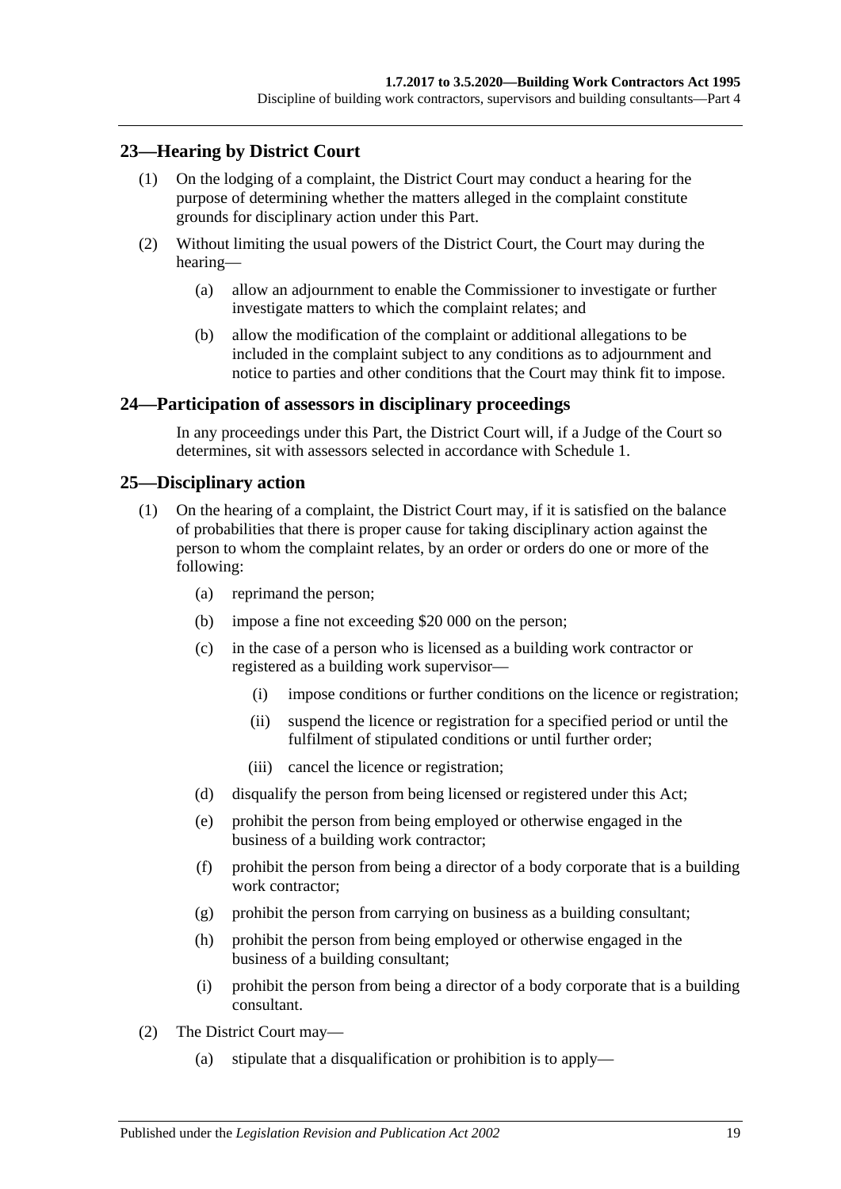## 23—Hearing by District Court

(1) On the lodging of a complaint, the District Court may conduct a hearing for the purpose of determining whether the matters alleged in the complaint constitute grounds for disciplinary action under this Part.

(2) Without limiting the usual powers of the District Court, the Court may during the hearing—

  (a) allow an adjournment to enable the Commissioner to investigate or further investigate matters to which the complaint relates; and

  (b) allow the modification of the complaint or additional allegations to be included in the complaint subject to any conditions as to adjournment and notice to parties and other conditions that the Court may think fit to impose.

## 24—Participation of assessors in disciplinary proceedings

In any proceedings under this Part, the District Court will, if a Judge of the Court so determines, sit with assessors selected in accordance with Schedule 1.

## 25—Disciplinary action

(1) On the hearing of a complaint, the District Court may, if it is satisfied on the balance of probabilities that there is proper cause for taking disciplinary action against the person to whom the complaint relates, by an order or orders do one or more of the following:

  (a) reprimand the person;

  (b) impose a fine not exceeding $20 000 on the person;

  (c) in the case of a person who is licensed as a building work contractor or registered as a building work supervisor—

    (i) impose conditions or further conditions on the licence or registration;

    (ii) suspend the licence or registration for a specified period or until the fulfilment of stipulated conditions or until further order;

    (iii) cancel the licence or registration;

  (d) disqualify the person from being licensed or registered under this Act;

  (e) prohibit the person from being employed or otherwise engaged in the business of a building work contractor;

  (f) prohibit the person from being a director of a body corporate that is a building work contractor;

  (g) prohibit the person from carrying on business as a building consultant;

  (h) prohibit the person from being employed or otherwise engaged in the business of a building consultant;

  (i) prohibit the person from being a director of a body corporate that is a building consultant.

(2) The District Court may—

  (a) stipulate that a disqualification or prohibition is to apply—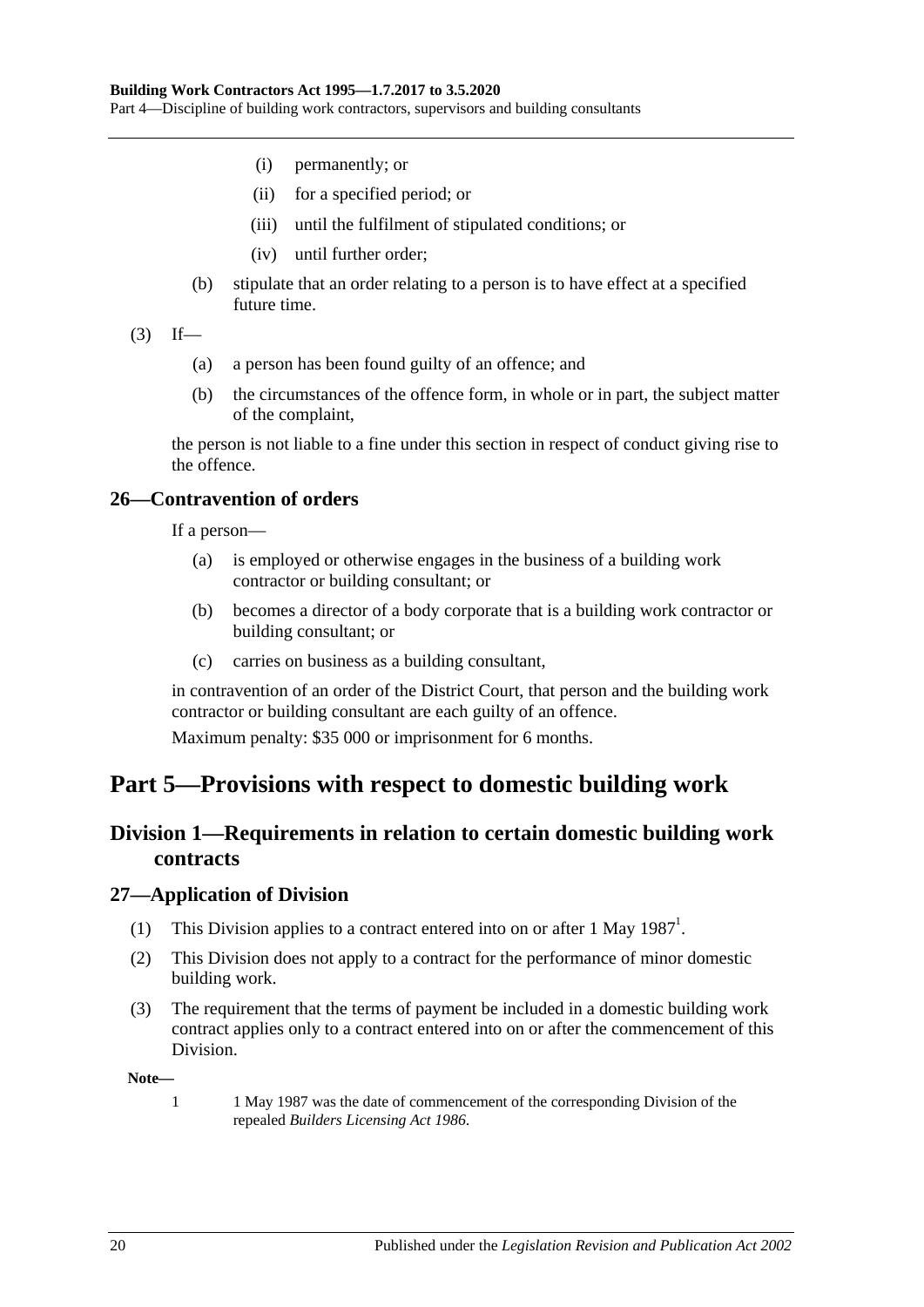(i) permanently; or

(ii) for a specified period; or

(iii) until the fulfilment of stipulated conditions; or

(iv) until further order;

(b) stipulate that an order relating to a person is to have effect at a specified future time.

(3) If—

(a) a person has been found guilty of an offence; and

(b) the circumstances of the offence form, in whole or in part, the subject matter of the complaint,

the person is not liable to a fine under this section in respect of conduct giving rise to the offence.

### 26—Contravention of orders

If a person—

(a) is employed or otherwise engages in the business of a building work contractor or building consultant; or

(b) becomes a director of a body corporate that is a building work contractor or building consultant; or

(c) carries on business as a building consultant,

in contravention of an order of the District Court, that person and the building work contractor or building consultant are each guilty of an offence.

Maximum penalty: $35 000 or imprisonment for 6 months.

# Part 5—Provisions with respect to domestic building work

## Division 1—Requirements in relation to certain domestic building work contracts

### 27—Application of Division

(1) This Division applies to a contract entered into on or after 1 May 1987[1].

(2) This Division does not apply to a contract for the performance of minor domestic building work.

(3) The requirement that the terms of payment be included in a domestic building work contract applies only to a contract entered into on or after the commencement of this Division.

**Note—**

1 1 May 1987 was the date of commencement of the corresponding Division of the repealed *Builders Licensing Act 1986*.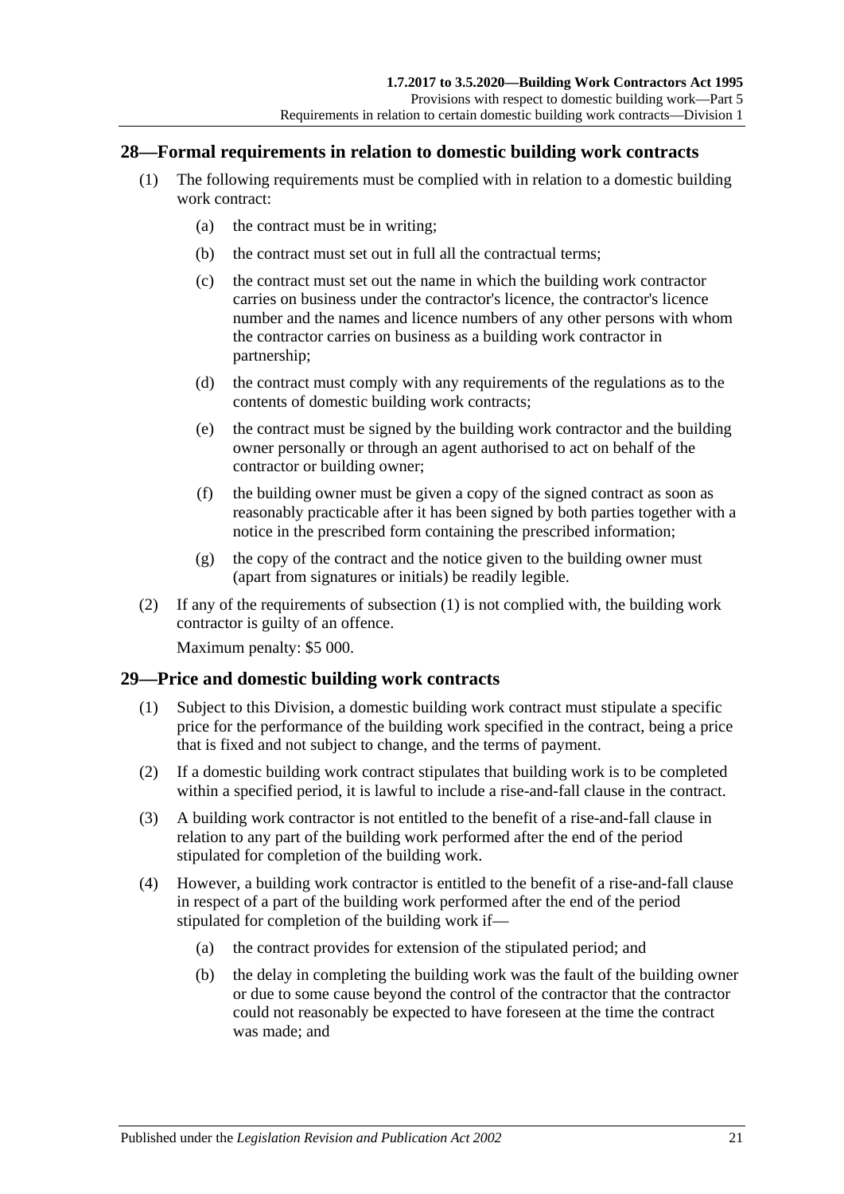## 28—Formal requirements in relation to domestic building work contracts

(1) The following requirements must be complied with in relation to a domestic building work contract:

- (a) the contract must be in writing;
- (b) the contract must set out in full all the contractual terms;
- (c) the contract must set out the name in which the building work contractor carries on business under the contractor's licence, the contractor's licence number and the names and licence numbers of any other persons with whom the contractor carries on business as a building work contractor in partnership;
- (d) the contract must comply with any requirements of the regulations as to the contents of domestic building work contracts;
- (e) the contract must be signed by the building work contractor and the building owner personally or through an agent authorised to act on behalf of the contractor or building owner;
- (f) the building owner must be given a copy of the signed contract as soon as reasonably practicable after it has been signed by both parties together with a notice in the prescribed form containing the prescribed information;
- (g) the copy of the contract and the notice given to the building owner must (apart from signatures or initials) be readily legible.

(2) If any of the requirements of subsection (1) is not complied with, the building work contractor is guilty of an offence.

Maximum penalty: $5 000.

## 29—Price and domestic building work contracts

(1) Subject to this Division, a domestic building work contract must stipulate a specific price for the performance of the building work specified in the contract, being a price that is fixed and not subject to change, and the terms of payment.

(2) If a domestic building work contract stipulates that building work is to be completed within a specified period, it is lawful to include a rise-and-fall clause in the contract.

(3) A building work contractor is not entitled to the benefit of a rise-and-fall clause in relation to any part of the building work performed after the end of the period stipulated for completion of the building work.

(4) However, a building work contractor is entitled to the benefit of a rise-and-fall clause in respect of a part of the building work performed after the end of the period stipulated for completion of the building work if—

- (a) the contract provides for extension of the stipulated period; and
- (b) the delay in completing the building work was the fault of the building owner or due to some cause beyond the control of the contractor that the contractor could not reasonably be expected to have foreseen at the time the contract was made; and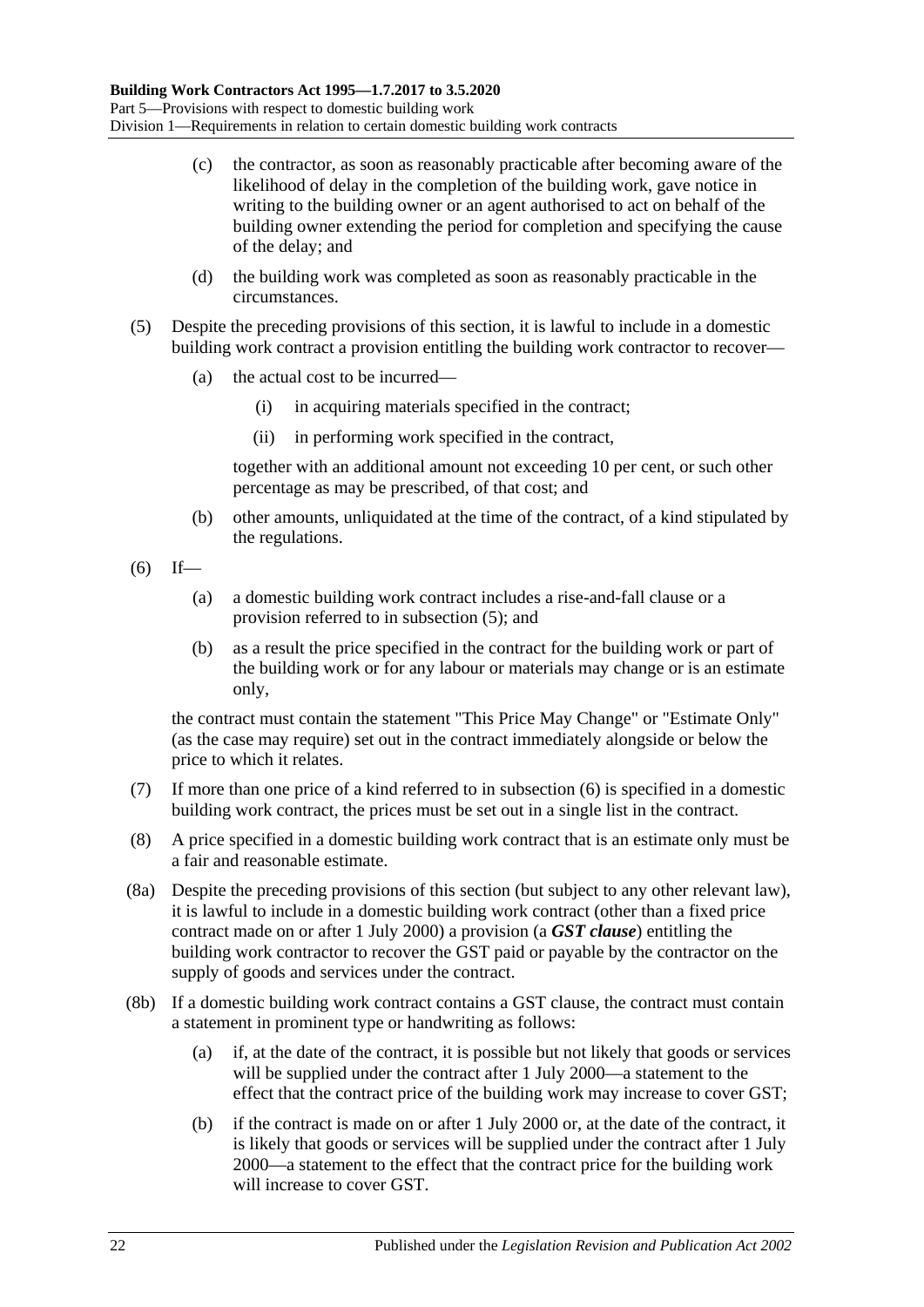(c) the contractor, as soon as reasonably practicable after becoming aware of the likelihood of delay in the completion of the building work, gave notice in writing to the building owner or an agent authorised to act on behalf of the building owner extending the period for completion and specifying the cause of the delay; and

(d) the building work was completed as soon as reasonably practicable in the circumstances.

(5) Despite the preceding provisions of this section, it is lawful to include in a domestic building work contract a provision entitling the building work contractor to recover—

(a) the actual cost to be incurred—

(i) in acquiring materials specified in the contract;

(ii) in performing work specified in the contract,

together with an additional amount not exceeding 10 per cent, or such other percentage as may be prescribed, of that cost; and

(b) other amounts, unliquidated at the time of the contract, of a kind stipulated by the regulations.

(6) If—

(a) a domestic building work contract includes a rise-and-fall clause or a provision referred to in subsection (5); and

(b) as a result the price specified in the contract for the building work or part of the building work or for any labour or materials may change or is an estimate only,

the contract must contain the statement "This Price May Change" or "Estimate Only" (as the case may require) set out in the contract immediately alongside or below the price to which it relates.

(7) If more than one price of a kind referred to in subsection (6) is specified in a domestic building work contract, the prices must be set out in a single list in the contract.

(8) A price specified in a domestic building work contract that is an estimate only must be a fair and reasonable estimate.

(8a) Despite the preceding provisions of this section (but subject to any other relevant law), it is lawful to include in a domestic building work contract (other than a fixed price contract made on or after 1 July 2000) a provision (a ***GST clause***) entitling the building work contractor to recover the GST paid or payable by the contractor on the supply of goods and services under the contract.

(8b) If a domestic building work contract contains a GST clause, the contract must contain a statement in prominent type or handwriting as follows:

(a) if, at the date of the contract, it is possible but not likely that goods or services will be supplied under the contract after 1 July 2000—a statement to the effect that the contract price of the building work may increase to cover GST;

(b) if the contract is made on or after 1 July 2000 or, at the date of the contract, it is likely that goods or services will be supplied under the contract after 1 July 2000—a statement to the effect that the contract price for the building work will increase to cover GST.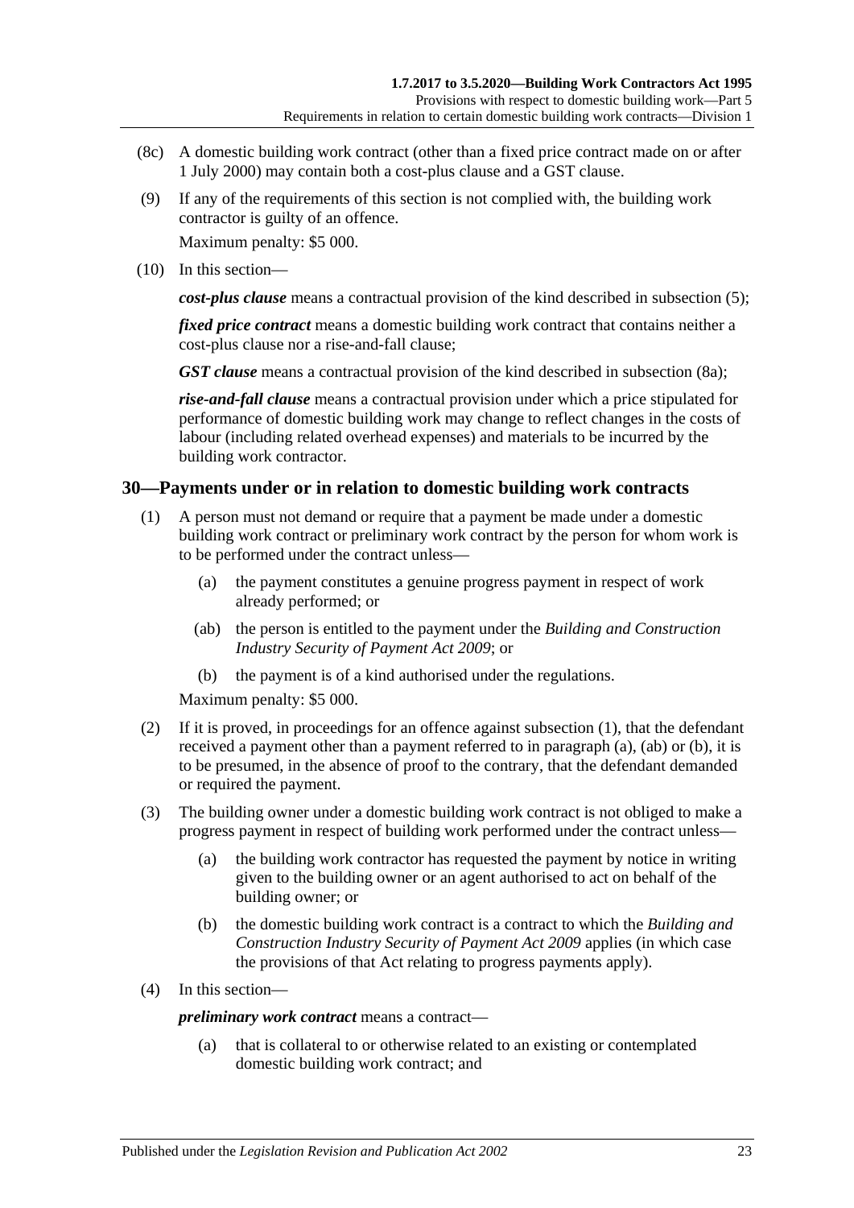(8c) A domestic building work contract (other than a fixed price contract made on or after 1 July 2000) may contain both a cost-plus clause and a GST clause.

(9) If any of the requirements of this section is not complied with, the building work contractor is guilty of an offence.

Maximum penalty: $5 000.

(10) In this section—

***cost-plus clause*** means a contractual provision of the kind described in subsection (5);

***fixed price contract*** means a domestic building work contract that contains neither a cost-plus clause nor a rise-and-fall clause;

***GST clause*** means a contractual provision of the kind described in subsection (8a);

***rise-and-fall clause*** means a contractual provision under which a price stipulated for performance of domestic building work may change to reflect changes in the costs of labour (including related overhead expenses) and materials to be incurred by the building work contractor.

## 30—Payments under or in relation to domestic building work contracts

(1) A person must not demand or require that a payment be made under a domestic building work contract or preliminary work contract by the person for whom work is to be performed under the contract unless—

(a) the payment constitutes a genuine progress payment in respect of work already performed; or

(ab) the person is entitled to the payment under the *Building and Construction Industry Security of Payment Act 2009*; or

(b) the payment is of a kind authorised under the regulations.

Maximum penalty: $5 000.

(2) If it is proved, in proceedings for an offence against subsection (1), that the defendant received a payment other than a payment referred to in paragraph (a), (ab) or (b), it is to be presumed, in the absence of proof to the contrary, that the defendant demanded or required the payment.

(3) The building owner under a domestic building work contract is not obliged to make a progress payment in respect of building work performed under the contract unless—

(a) the building work contractor has requested the payment by notice in writing given to the building owner or an agent authorised to act on behalf of the building owner; or

(b) the domestic building work contract is a contract to which the *Building and Construction Industry Security of Payment Act 2009* applies (in which case the provisions of that Act relating to progress payments apply).

(4) In this section—

***preliminary work contract*** means a contract—

(a) that is collateral to or otherwise related to an existing or contemplated domestic building work contract; and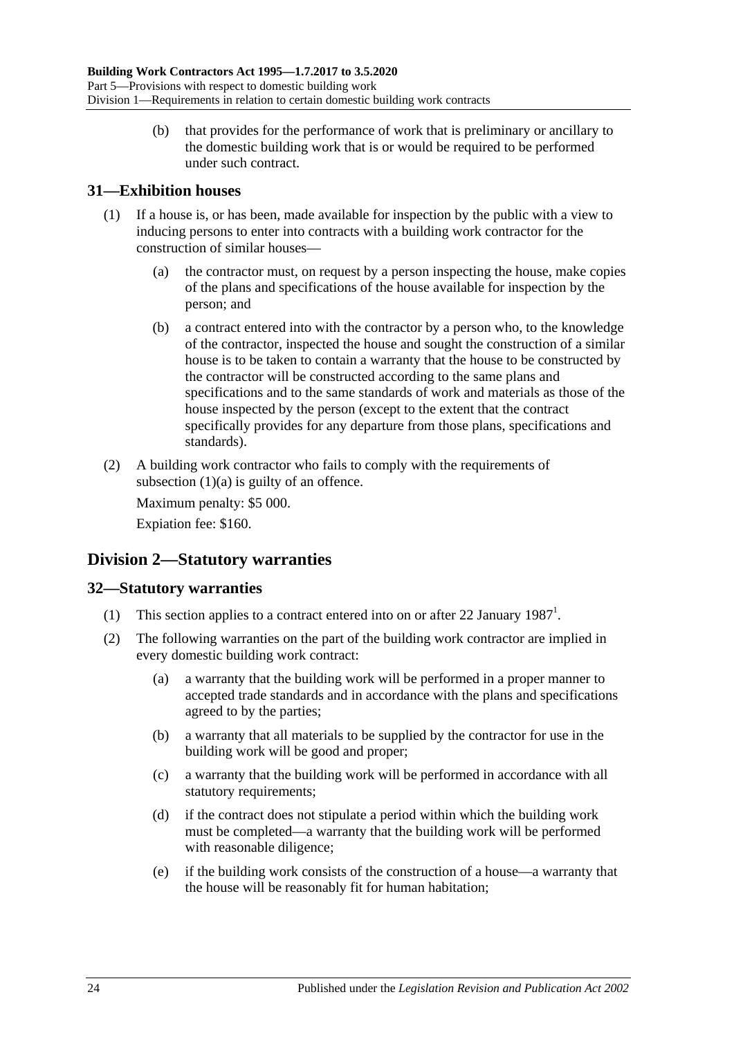(b) that provides for the performance of work that is preliminary or ancillary to the domestic building work that is or would be required to be performed under such contract.

## 31—Exhibition houses

(1) If a house is, or has been, made available for inspection by the public with a view to inducing persons to enter into contracts with a building work contractor for the construction of similar houses—

(a) the contractor must, on request by a person inspecting the house, make copies of the plans and specifications of the house available for inspection by the person; and

(b) a contract entered into with the contractor by a person who, to the knowledge of the contractor, inspected the house and sought the construction of a similar house is to be taken to contain a warranty that the house to be constructed by the contractor will be constructed according to the same plans and specifications and to the same standards of work and materials as those of the house inspected by the person (except to the extent that the contract specifically provides for any departure from those plans, specifications and standards).

(2) A building work contractor who fails to comply with the requirements of subsection (1)(a) is guilty of an offence.

Maximum penalty: $5 000.

Expiation fee: $160.

# Division 2—Statutory warranties

## 32—Statutory warranties

(1) This section applies to a contract entered into on or after 22 January 1987[1].

(2) The following warranties on the part of the building work contractor are implied in every domestic building work contract:

(a) a warranty that the building work will be performed in a proper manner to accepted trade standards and in accordance with the plans and specifications agreed to by the parties;

(b) a warranty that all materials to be supplied by the contractor for use in the building work will be good and proper;

(c) a warranty that the building work will be performed in accordance with all statutory requirements;

(d) if the contract does not stipulate a period within which the building work must be completed—a warranty that the building work will be performed with reasonable diligence;

(e) if the building work consists of the construction of a house—a warranty that the house will be reasonably fit for human habitation;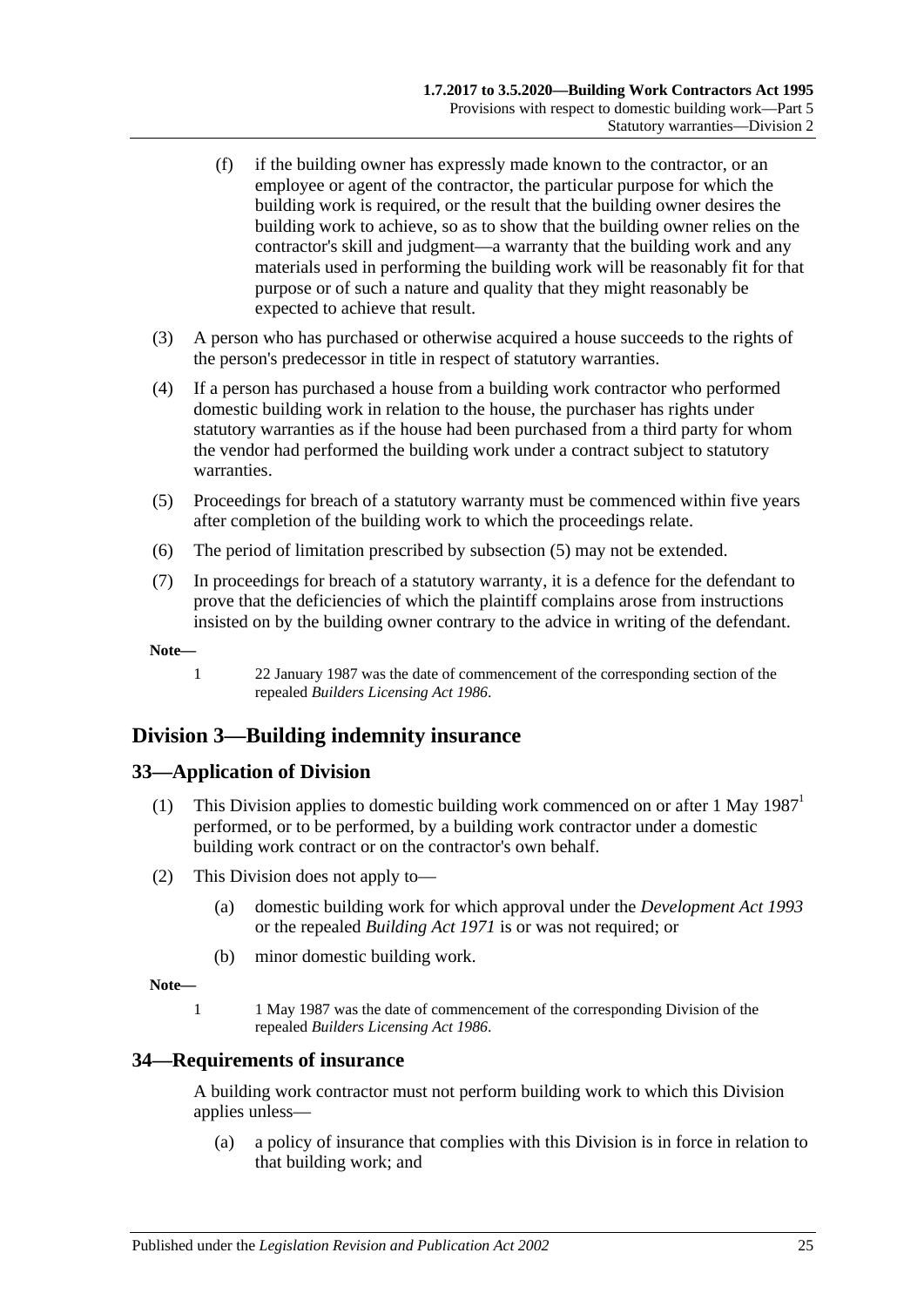(f) if the building owner has expressly made known to the contractor, or an employee or agent of the contractor, the particular purpose for which the building work is required, or the result that the building owner desires the building work to achieve, so as to show that the building owner relies on the contractor's skill and judgment—a warranty that the building work and any materials used in performing the building work will be reasonably fit for that purpose or of such a nature and quality that they might reasonably be expected to achieve that result.

(3) A person who has purchased or otherwise acquired a house succeeds to the rights of the person's predecessor in title in respect of statutory warranties.

(4) If a person has purchased a house from a building work contractor who performed domestic building work in relation to the house, the purchaser has rights under statutory warranties as if the house had been purchased from a third party for whom the vendor had performed the building work under a contract subject to statutory warranties.

(5) Proceedings for breach of a statutory warranty must be commenced within five years after completion of the building work to which the proceedings relate.

(6) The period of limitation prescribed by subsection (5) may not be extended.

(7) In proceedings for breach of a statutory warranty, it is a defence for the defendant to prove that the deficiencies of which the plaintiff complains arose from instructions insisted on by the building owner contrary to the advice in writing of the defendant.

**Note—**

1 22 January 1987 was the date of commencement of the corresponding section of the repealed *Builders Licensing Act 1986*.

## Division 3—Building indemnity insurance

### 33—Application of Division

(1) This Division applies to domestic building work commenced on or after 1 May 1987[1] performed, or to be performed, by a building work contractor under a domestic building work contract or on the contractor's own behalf.

(2) This Division does not apply to—

(a) domestic building work for which approval under the *Development Act 1993* or the repealed *Building Act 1971* is or was not required; or

(b) minor domestic building work.

**Note—**

1 1 May 1987 was the date of commencement of the corresponding Division of the repealed *Builders Licensing Act 1986*.

### 34—Requirements of insurance

A building work contractor must not perform building work to which this Division applies unless—

(a) a policy of insurance that complies with this Division is in force in relation to that building work; and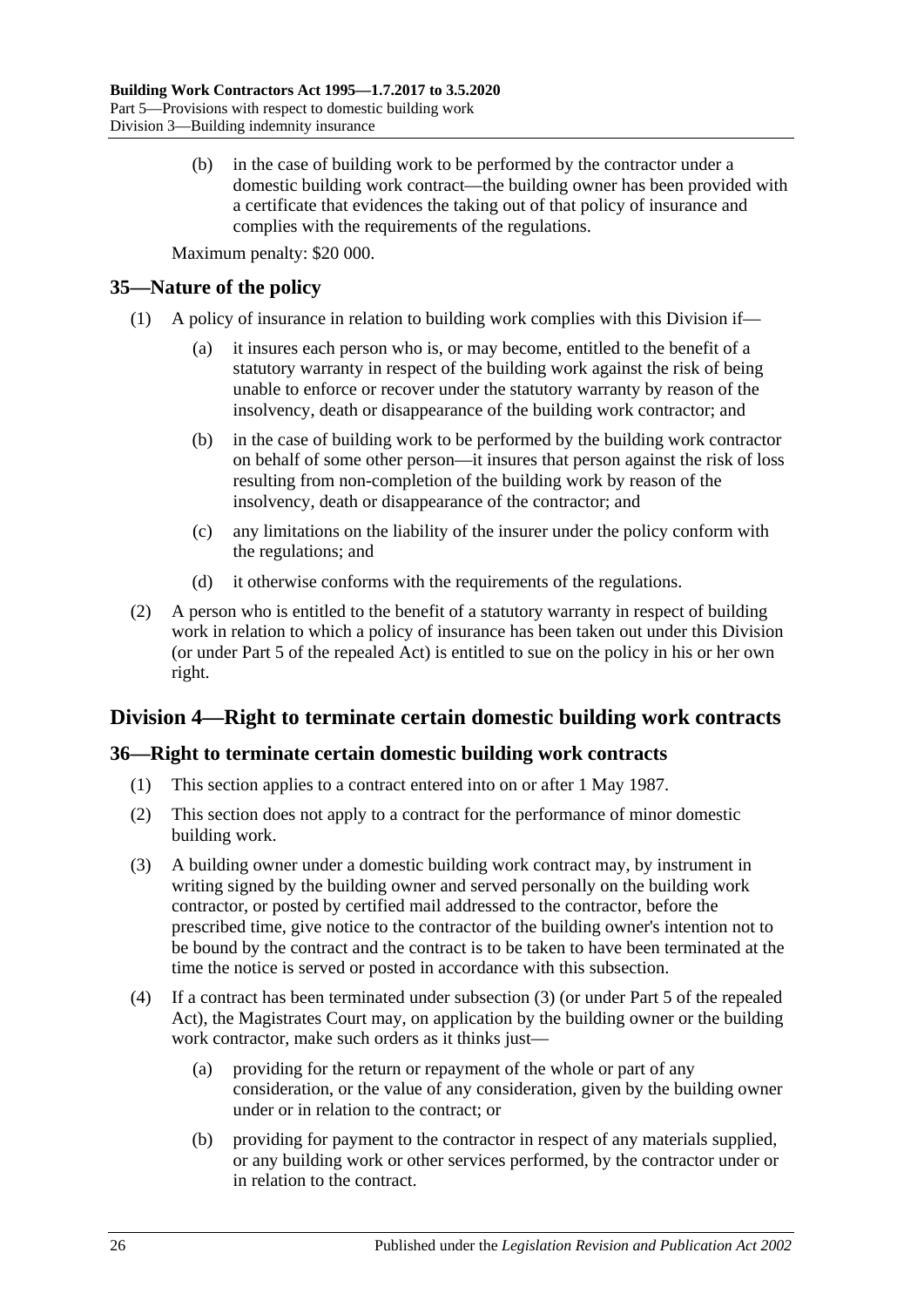(b) in the case of building work to be performed by the contractor under a domestic building work contract—the building owner has been provided with a certificate that evidences the taking out of that policy of insurance and complies with the requirements of the regulations.

Maximum penalty: $20 000.

## 35—Nature of the policy

(1) A policy of insurance in relation to building work complies with this Division if—

(a) it insures each person who is, or may become, entitled to the benefit of a statutory warranty in respect of the building work against the risk of being unable to enforce or recover under the statutory warranty by reason of the insolvency, death or disappearance of the building work contractor; and

(b) in the case of building work to be performed by the building work contractor on behalf of some other person—it insures that person against the risk of loss resulting from non-completion of the building work by reason of the insolvency, death or disappearance of the contractor; and

(c) any limitations on the liability of the insurer under the policy conform with the regulations; and

(d) it otherwise conforms with the requirements of the regulations.

(2) A person who is entitled to the benefit of a statutory warranty in respect of building work in relation to which a policy of insurance has been taken out under this Division (or under Part 5 of the repealed Act) is entitled to sue on the policy in his or her own right.

# Division 4—Right to terminate certain domestic building work contracts

## 36—Right to terminate certain domestic building work contracts

(1) This section applies to a contract entered into on or after 1 May 1987.

(2) This section does not apply to a contract for the performance of minor domestic building work.

(3) A building owner under a domestic building work contract may, by instrument in writing signed by the building owner and served personally on the building work contractor, or posted by certified mail addressed to the contractor, before the prescribed time, give notice to the contractor of the building owner's intention not to be bound by the contract and the contract is to be taken to have been terminated at the time the notice is served or posted in accordance with this subsection.

(4) If a contract has been terminated under subsection (3) (or under Part 5 of the repealed Act), the Magistrates Court may, on application by the building owner or the building work contractor, make such orders as it thinks just—

(a) providing for the return or repayment of the whole or part of any consideration, or the value of any consideration, given by the building owner under or in relation to the contract; or

(b) providing for payment to the contractor in respect of any materials supplied, or any building work or other services performed, by the contractor under or in relation to the contract.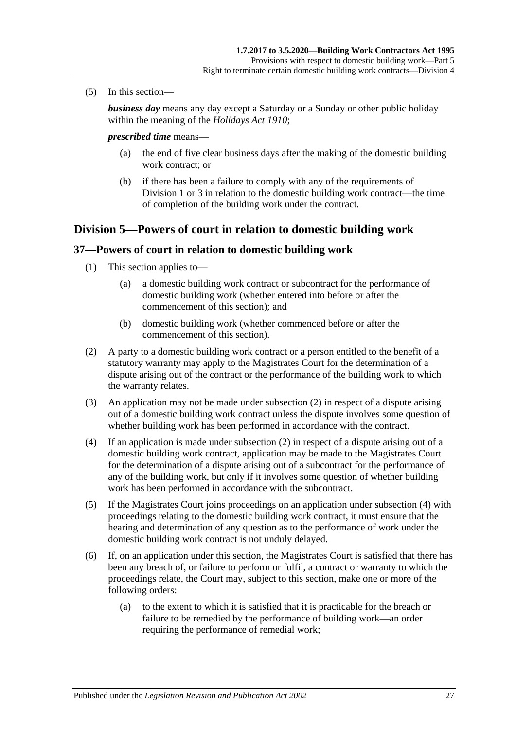(5) In this section—

***business day*** means any day except a Saturday or a Sunday or other public holiday within the meaning of the *Holidays Act 1910*;

***prescribed time*** means—

(a) the end of five clear business days after the making of the domestic building work contract; or

(b) if there has been a failure to comply with any of the requirements of Division 1 or 3 in relation to the domestic building work contract—the time of completion of the building work under the contract.

## Division 5—Powers of court in relation to domestic building work

### 37—Powers of court in relation to domestic building work

(1) This section applies to—

(a) a domestic building work contract or subcontract for the performance of domestic building work (whether entered into before or after the commencement of this section); and

(b) domestic building work (whether commenced before or after the commencement of this section).

(2) A party to a domestic building work contract or a person entitled to the benefit of a statutory warranty may apply to the Magistrates Court for the determination of a dispute arising out of the contract or the performance of the building work to which the warranty relates.

(3) An application may not be made under subsection (2) in respect of a dispute arising out of a domestic building work contract unless the dispute involves some question of whether building work has been performed in accordance with the contract.

(4) If an application is made under subsection (2) in respect of a dispute arising out of a domestic building work contract, application may be made to the Magistrates Court for the determination of a dispute arising out of a subcontract for the performance of any of the building work, but only if it involves some question of whether building work has been performed in accordance with the subcontract.

(5) If the Magistrates Court joins proceedings on an application under subsection (4) with proceedings relating to the domestic building work contract, it must ensure that the hearing and determination of any question as to the performance of work under the domestic building work contract is not unduly delayed.

(6) If, on an application under this section, the Magistrates Court is satisfied that there has been any breach of, or failure to perform or fulfil, a contract or warranty to which the proceedings relate, the Court may, subject to this section, make one or more of the following orders:

(a) to the extent to which it is satisfied that it is practicable for the breach or failure to be remedied by the performance of building work—an order requiring the performance of remedial work;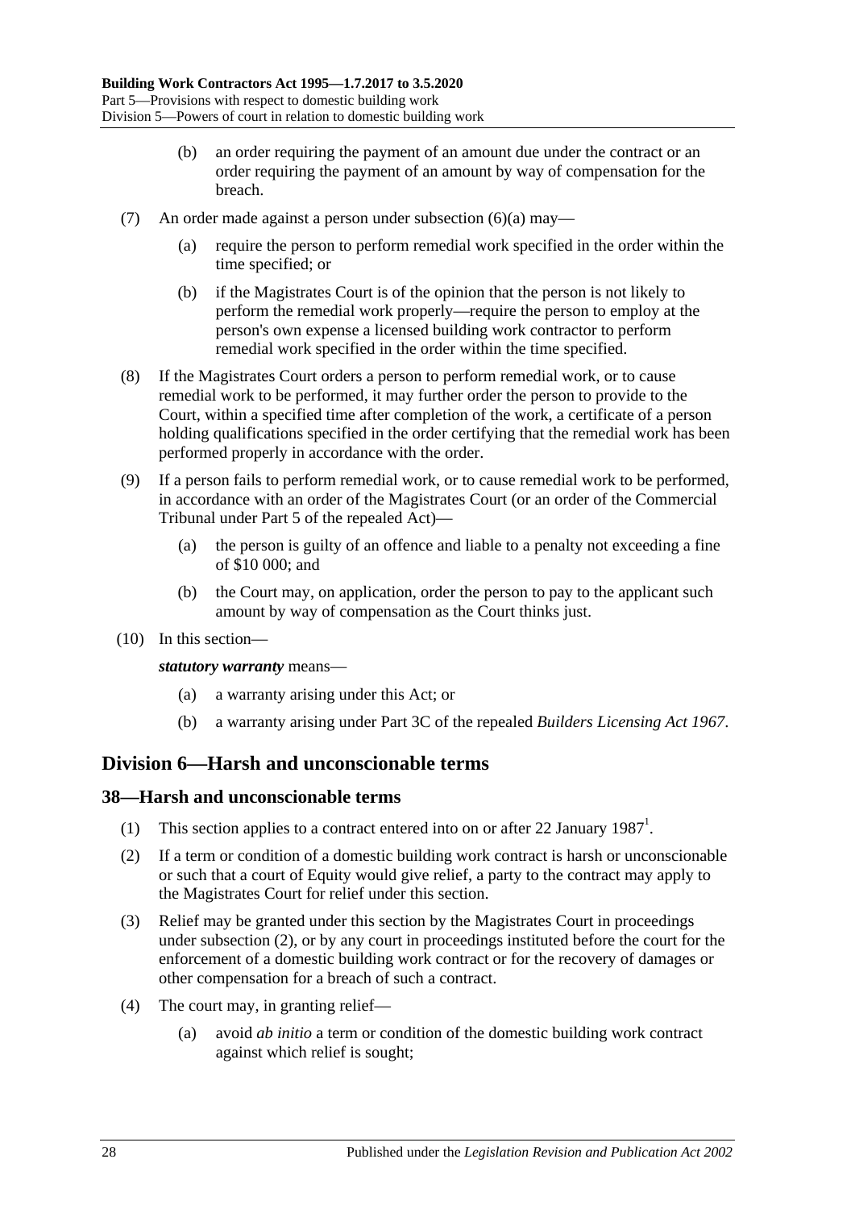(b) an order requiring the payment of an amount due under the contract or an order requiring the payment of an amount by way of compensation for the breach.

(7) An order made against a person under subsection (6)(a) may—

(a) require the person to perform remedial work specified in the order within the time specified; or

(b) if the Magistrates Court is of the opinion that the person is not likely to perform the remedial work properly—require the person to employ at the person's own expense a licensed building work contractor to perform remedial work specified in the order within the time specified.

(8) If the Magistrates Court orders a person to perform remedial work, or to cause remedial work to be performed, it may further order the person to provide to the Court, within a specified time after completion of the work, a certificate of a person holding qualifications specified in the order certifying that the remedial work has been performed properly in accordance with the order.

(9) If a person fails to perform remedial work, or to cause remedial work to be performed, in accordance with an order of the Magistrates Court (or an order of the Commercial Tribunal under Part 5 of the repealed Act)—

(a) the person is guilty of an offence and liable to a penalty not exceeding a fine of $10 000; and

(b) the Court may, on application, order the person to pay to the applicant such amount by way of compensation as the Court thinks just.

(10) In this section—

***statutory warranty*** means—

(a) a warranty arising under this Act; or

(b) a warranty arising under Part 3C of the repealed *Builders Licensing Act 1967*.

## Division 6—Harsh and unconscionable terms

### 38—Harsh and unconscionable terms

(1) This section applies to a contract entered into on or after 22 January 1987[1].

(2) If a term or condition of a domestic building work contract is harsh or unconscionable or such that a court of Equity would give relief, a party to the contract may apply to the Magistrates Court for relief under this section.

(3) Relief may be granted under this section by the Magistrates Court in proceedings under subsection (2), or by any court in proceedings instituted before the court for the enforcement of a domestic building work contract or for the recovery of damages or other compensation for a breach of such a contract.

(4) The court may, in granting relief—

(a) avoid *ab initio* a term or condition of the domestic building work contract against which relief is sought;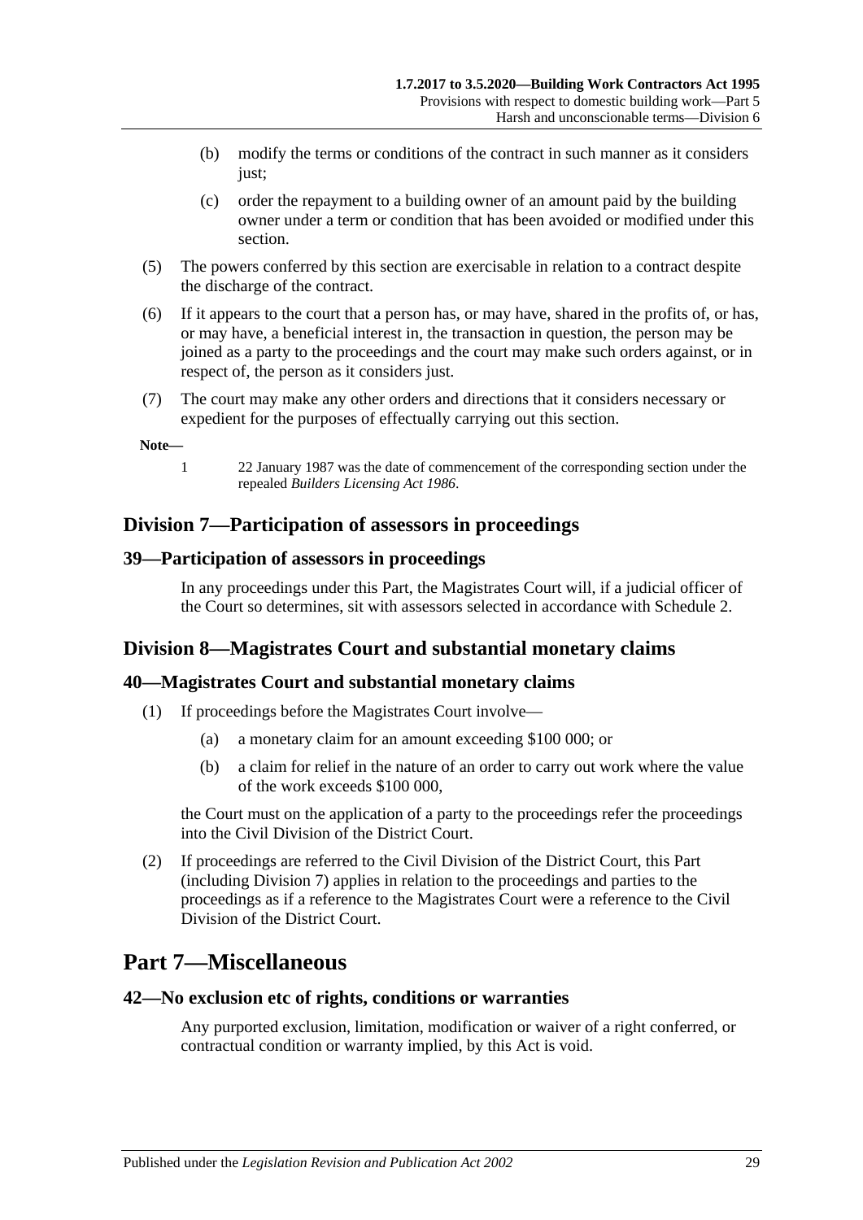(b) modify the terms or conditions of the contract in such manner as it considers just;

(c) order the repayment to a building owner of an amount paid by the building owner under a term or condition that has been avoided or modified under this section.

(5) The powers conferred by this section are exercisable in relation to a contract despite the discharge of the contract.

(6) If it appears to the court that a person has, or may have, shared in the profits of, or has, or may have, a beneficial interest in, the transaction in question, the person may be joined as a party to the proceedings and the court may make such orders against, or in respect of, the person as it considers just.

(7) The court may make any other orders and directions that it considers necessary or expedient for the purposes of effectually carrying out this section.

**Note—**

1 22 January 1987 was the date of commencement of the corresponding section under the repealed *Builders Licensing Act 1986*.

## Division 7—Participation of assessors in proceedings

### 39—Participation of assessors in proceedings

In any proceedings under this Part, the Magistrates Court will, if a judicial officer of the Court so determines, sit with assessors selected in accordance with Schedule 2.

## Division 8—Magistrates Court and substantial monetary claims

### 40—Magistrates Court and substantial monetary claims

(1) If proceedings before the Magistrates Court involve—

(a) a monetary claim for an amount exceeding $100 000; or

(b) a claim for relief in the nature of an order to carry out work where the value of the work exceeds $100 000,

the Court must on the application of a party to the proceedings refer the proceedings into the Civil Division of the District Court.

(2) If proceedings are referred to the Civil Division of the District Court, this Part (including Division 7) applies in relation to the proceedings and parties to the proceedings as if a reference to the Magistrates Court were a reference to the Civil Division of the District Court.

# Part 7—Miscellaneous

### 42—No exclusion etc of rights, conditions or warranties

Any purported exclusion, limitation, modification or waiver of a right conferred, or contractual condition or warranty implied, by this Act is void.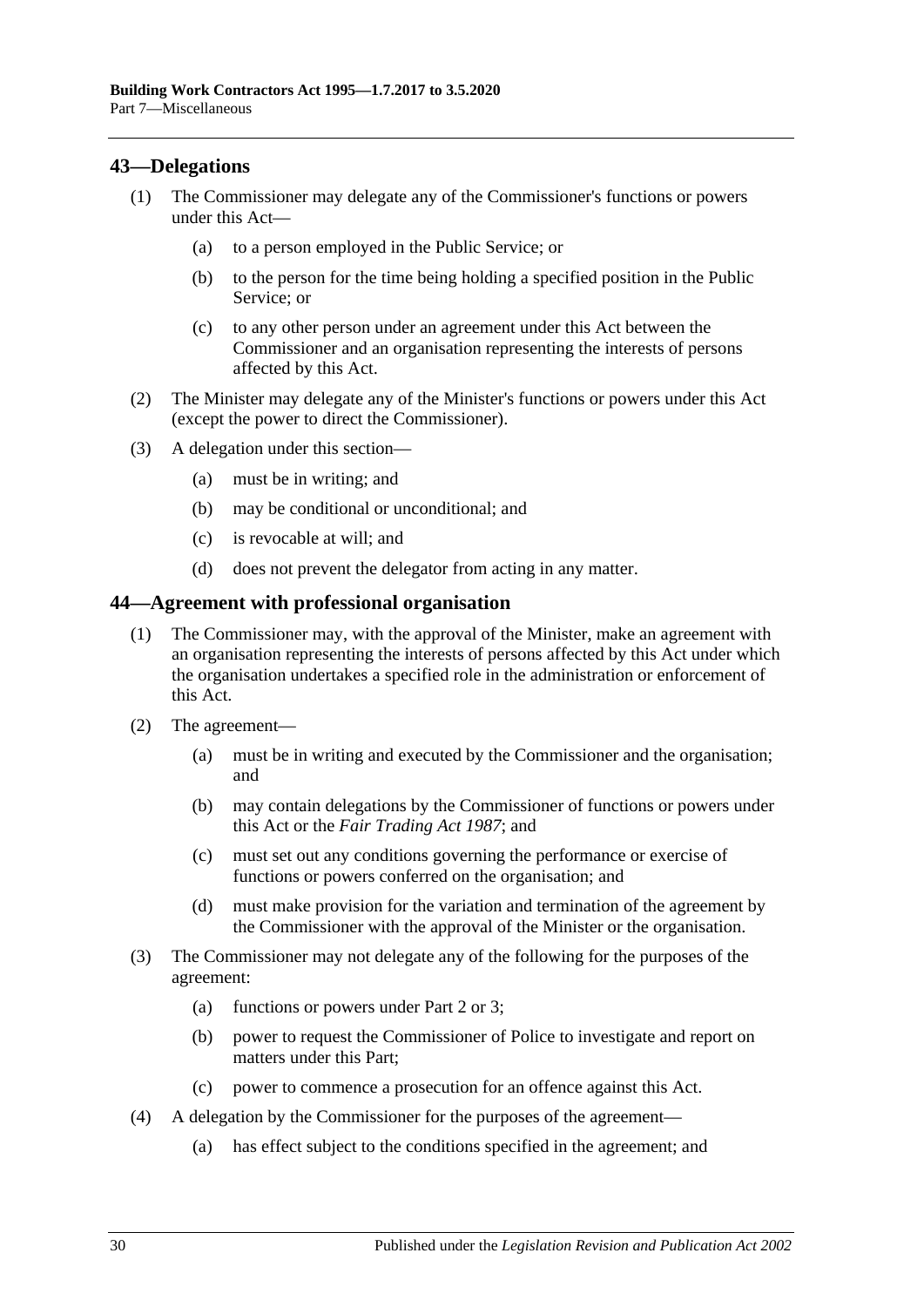## 43—Delegations

(1) The Commissioner may delegate any of the Commissioner's functions or powers under this Act—

(a) to a person employed in the Public Service; or

(b) to the person for the time being holding a specified position in the Public Service; or

(c) to any other person under an agreement under this Act between the Commissioner and an organisation representing the interests of persons affected by this Act.

(2) The Minister may delegate any of the Minister's functions or powers under this Act (except the power to direct the Commissioner).

(3) A delegation under this section—

(a) must be in writing; and

(b) may be conditional or unconditional; and

(c) is revocable at will; and

(d) does not prevent the delegator from acting in any matter.

## 44—Agreement with professional organisation

(1) The Commissioner may, with the approval of the Minister, make an agreement with an organisation representing the interests of persons affected by this Act under which the organisation undertakes a specified role in the administration or enforcement of this Act.

(2) The agreement—

(a) must be in writing and executed by the Commissioner and the organisation; and

(b) may contain delegations by the Commissioner of functions or powers under this Act or the *Fair Trading Act 1987*; and

(c) must set out any conditions governing the performance or exercise of functions or powers conferred on the organisation; and

(d) must make provision for the variation and termination of the agreement by the Commissioner with the approval of the Minister or the organisation.

(3) The Commissioner may not delegate any of the following for the purposes of the agreement:

(a) functions or powers under Part 2 or 3;

(b) power to request the Commissioner of Police to investigate and report on matters under this Part;

(c) power to commence a prosecution for an offence against this Act.

(4) A delegation by the Commissioner for the purposes of the agreement—

(a) has effect subject to the conditions specified in the agreement; and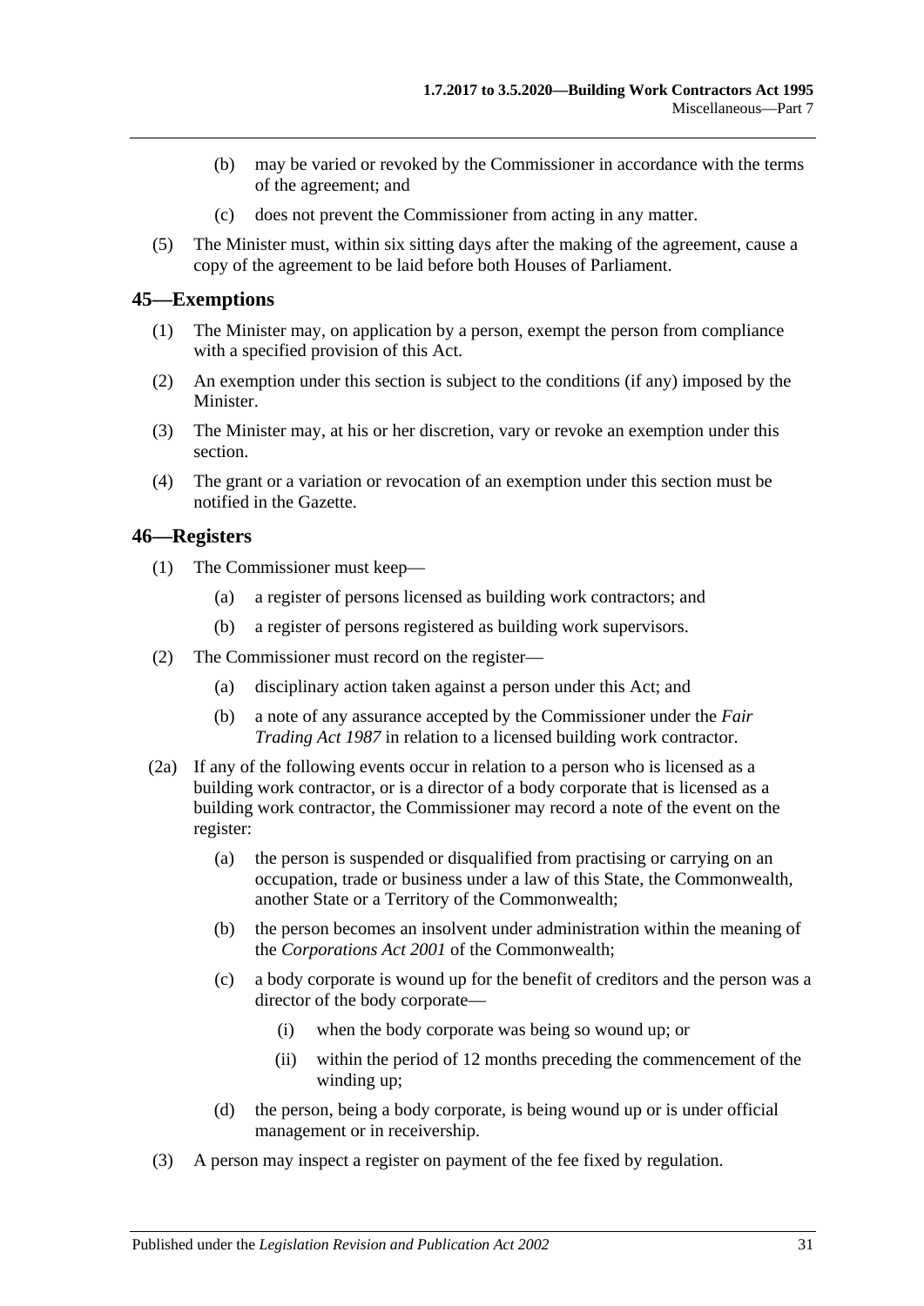(b) may be varied or revoked by the Commissioner in accordance with the terms of the agreement; and

(c) does not prevent the Commissioner from acting in any matter.

(5) The Minister must, within six sitting days after the making of the agreement, cause a copy of the agreement to be laid before both Houses of Parliament.

## 45—Exemptions

(1) The Minister may, on application by a person, exempt the person from compliance with a specified provision of this Act.

(2) An exemption under this section is subject to the conditions (if any) imposed by the Minister.

(3) The Minister may, at his or her discretion, vary or revoke an exemption under this section.

(4) The grant or a variation or revocation of an exemption under this section must be notified in the Gazette.

## 46—Registers

(1) The Commissioner must keep—

(a) a register of persons licensed as building work contractors; and

(b) a register of persons registered as building work supervisors.

(2) The Commissioner must record on the register—

(a) disciplinary action taken against a person under this Act; and

(b) a note of any assurance accepted by the Commissioner under the *Fair Trading Act 1987* in relation to a licensed building work contractor.

(2a) If any of the following events occur in relation to a person who is licensed as a building work contractor, or is a director of a body corporate that is licensed as a building work contractor, the Commissioner may record a note of the event on the register:

(a) the person is suspended or disqualified from practising or carrying on an occupation, trade or business under a law of this State, the Commonwealth, another State or a Territory of the Commonwealth;

(b) the person becomes an insolvent under administration within the meaning of the *Corporations Act 2001* of the Commonwealth;

(c) a body corporate is wound up for the benefit of creditors and the person was a director of the body corporate—

(i) when the body corporate was being so wound up; or

(ii) within the period of 12 months preceding the commencement of the winding up;

(d) the person, being a body corporate, is being wound up or is under official management or in receivership.

(3) A person may inspect a register on payment of the fee fixed by regulation.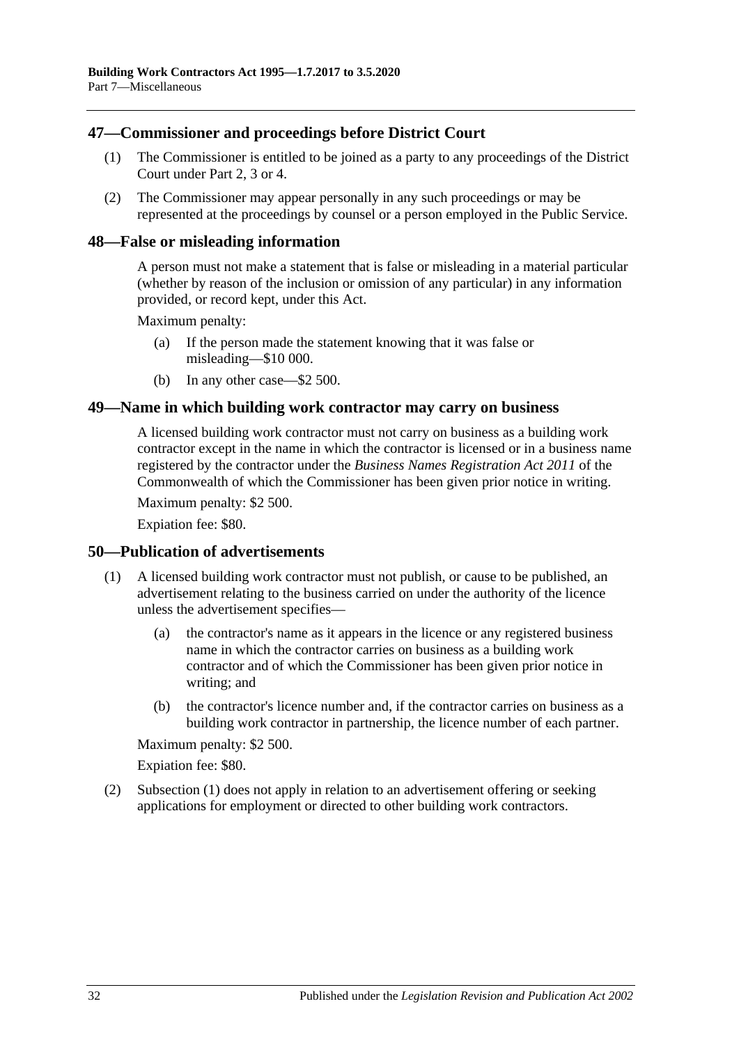## 47—Commissioner and proceedings before District Court

(1) The Commissioner is entitled to be joined as a party to any proceedings of the District Court under Part 2, 3 or 4.

(2) The Commissioner may appear personally in any such proceedings or may be represented at the proceedings by counsel or a person employed in the Public Service.

## 48—False or misleading information

A person must not make a statement that is false or misleading in a material particular (whether by reason of the inclusion or omission of any particular) in any information provided, or record kept, under this Act.

Maximum penalty:

- (a) If the person made the statement knowing that it was false or misleading—$10 000.
- (b) In any other case—$2 500.

## 49—Name in which building work contractor may carry on business

A licensed building work contractor must not carry on business as a building work contractor except in the name in which the contractor is licensed or in a business name registered by the contractor under the *Business Names Registration Act 2011* of the Commonwealth of which the Commissioner has been given prior notice in writing.

Maximum penalty: $2 500.

Expiation fee: $80.

## 50—Publication of advertisements

(1) A licensed building work contractor must not publish, or cause to be published, an advertisement relating to the business carried on under the authority of the licence unless the advertisement specifies—

- (a) the contractor's name as it appears in the licence or any registered business name in which the contractor carries on business as a building work contractor and of which the Commissioner has been given prior notice in writing; and
- (b) the contractor's licence number and, if the contractor carries on business as a building work contractor in partnership, the licence number of each partner.

Maximum penalty: $2 500.

Expiation fee: $80.

(2) Subsection (1) does not apply in relation to an advertisement offering or seeking applications for employment or directed to other building work contractors.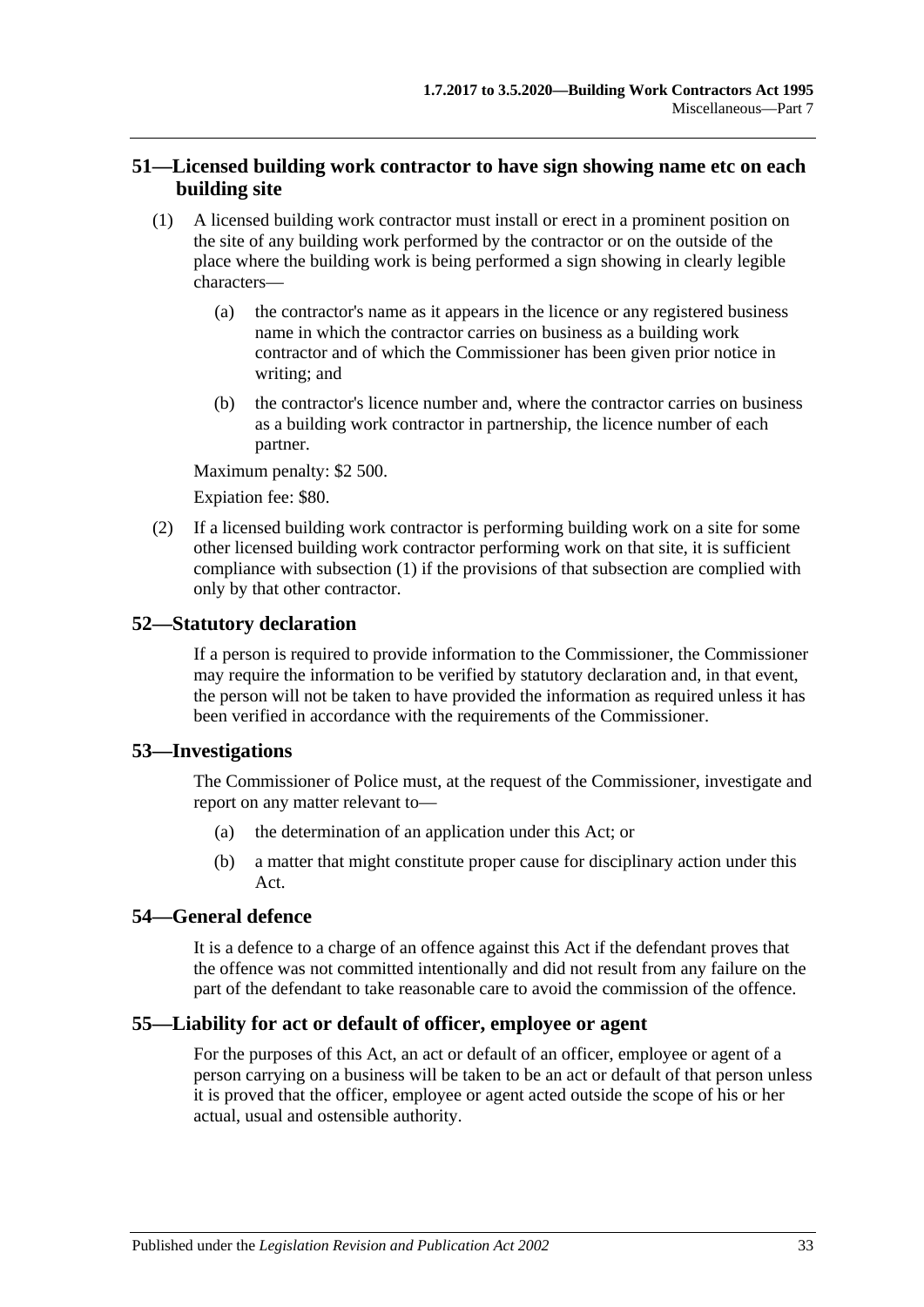## 51—Licensed building work contractor to have sign showing name etc on each building site

(1) A licensed building work contractor must install or erect in a prominent position on the site of any building work performed by the contractor or on the outside of the place where the building work is being performed a sign showing in clearly legible characters—

(a) the contractor's name as it appears in the licence or any registered business name in which the contractor carries on business as a building work contractor and of which the Commissioner has been given prior notice in writing; and

(b) the contractor's licence number and, where the contractor carries on business as a building work contractor in partnership, the licence number of each partner.

Maximum penalty: $2 500.

Expiation fee: $80.

(2) If a licensed building work contractor is performing building work on a site for some other licensed building work contractor performing work on that site, it is sufficient compliance with subsection (1) if the provisions of that subsection are complied with only by that other contractor.

## 52—Statutory declaration

If a person is required to provide information to the Commissioner, the Commissioner may require the information to be verified by statutory declaration and, in that event, the person will not be taken to have provided the information as required unless it has been verified in accordance with the requirements of the Commissioner.

## 53—Investigations

The Commissioner of Police must, at the request of the Commissioner, investigate and report on any matter relevant to—

(a) the determination of an application under this Act; or

(b) a matter that might constitute proper cause for disciplinary action under this Act.

## 54—General defence

It is a defence to a charge of an offence against this Act if the defendant proves that the offence was not committed intentionally and did not result from any failure on the part of the defendant to take reasonable care to avoid the commission of the offence.

## 55—Liability for act or default of officer, employee or agent

For the purposes of this Act, an act or default of an officer, employee or agent of a person carrying on a business will be taken to be an act or default of that person unless it is proved that the officer, employee or agent acted outside the scope of his or her actual, usual and ostensible authority.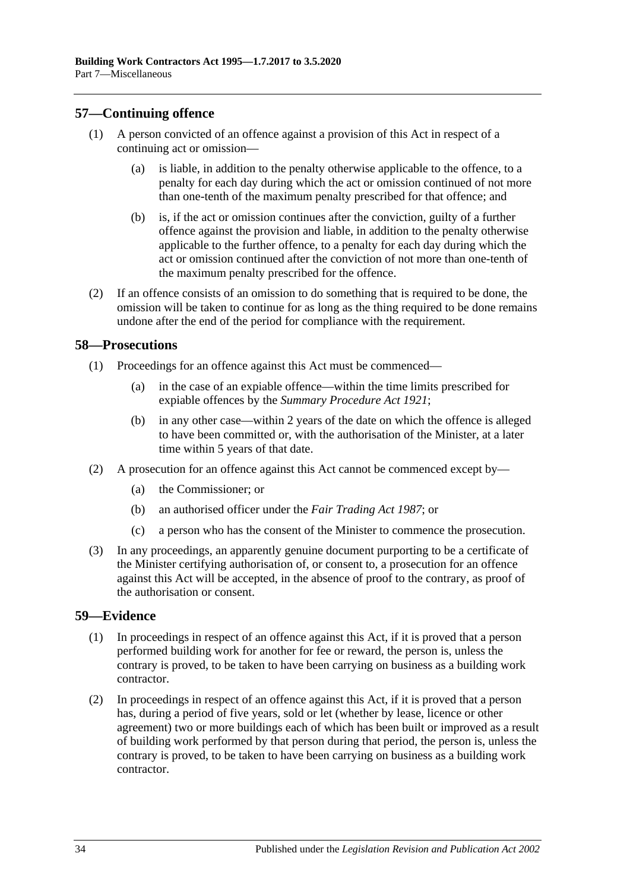## 57—Continuing offence

(1) A person convicted of an offence against a provision of this Act in respect of a continuing act or omission—

(a) is liable, in addition to the penalty otherwise applicable to the offence, to a penalty for each day during which the act or omission continued of not more than one-tenth of the maximum penalty prescribed for that offence; and

(b) is, if the act or omission continues after the conviction, guilty of a further offence against the provision and liable, in addition to the penalty otherwise applicable to the further offence, to a penalty for each day during which the act or omission continued after the conviction of not more than one-tenth of the maximum penalty prescribed for the offence.

(2) If an offence consists of an omission to do something that is required to be done, the omission will be taken to continue for as long as the thing required to be done remains undone after the end of the period for compliance with the requirement.

## 58—Prosecutions

(1) Proceedings for an offence against this Act must be commenced—

(a) in the case of an expiable offence—within the time limits prescribed for expiable offences by the *Summary Procedure Act 1921*;

(b) in any other case—within 2 years of the date on which the offence is alleged to have been committed or, with the authorisation of the Minister, at a later time within 5 years of that date.

(2) A prosecution for an offence against this Act cannot be commenced except by—

(a) the Commissioner; or

(b) an authorised officer under the *Fair Trading Act 1987*; or

(c) a person who has the consent of the Minister to commence the prosecution.

(3) In any proceedings, an apparently genuine document purporting to be a certificate of the Minister certifying authorisation of, or consent to, a prosecution for an offence against this Act will be accepted, in the absence of proof to the contrary, as proof of the authorisation or consent.

## 59—Evidence

(1) In proceedings in respect of an offence against this Act, if it is proved that a person performed building work for another for fee or reward, the person is, unless the contrary is proved, to be taken to have been carrying on business as a building work contractor.

(2) In proceedings in respect of an offence against this Act, if it is proved that a person has, during a period of five years, sold or let (whether by lease, licence or other agreement) two or more buildings each of which has been built or improved as a result of building work performed by that person during that period, the person is, unless the contrary is proved, to be taken to have been carrying on business as a building work contractor.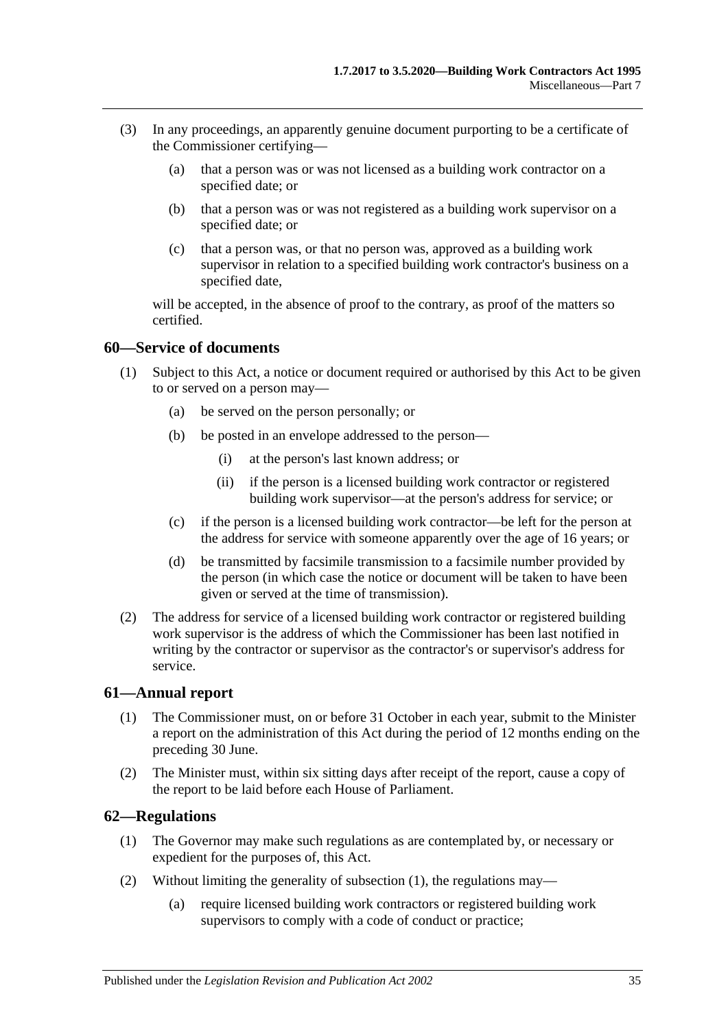(3) In any proceedings, an apparently genuine document purporting to be a certificate of the Commissioner certifying—

(a) that a person was or was not licensed as a building work contractor on a specified date; or

(b) that a person was or was not registered as a building work supervisor on a specified date; or

(c) that a person was, or that no person was, approved as a building work supervisor in relation to a specified building work contractor's business on a specified date,

will be accepted, in the absence of proof to the contrary, as proof of the matters so certified.

## 60—Service of documents

(1) Subject to this Act, a notice or document required or authorised by this Act to be given to or served on a person may—

(a) be served on the person personally; or

(b) be posted in an envelope addressed to the person—

(i) at the person's last known address; or

(ii) if the person is a licensed building work contractor or registered building work supervisor—at the person's address for service; or

(c) if the person is a licensed building work contractor—be left for the person at the address for service with someone apparently over the age of 16 years; or

(d) be transmitted by facsimile transmission to a facsimile number provided by the person (in which case the notice or document will be taken to have been given or served at the time of transmission).

(2) The address for service of a licensed building work contractor or registered building work supervisor is the address of which the Commissioner has been last notified in writing by the contractor or supervisor as the contractor's or supervisor's address for service.

## 61—Annual report

(1) The Commissioner must, on or before 31 October in each year, submit to the Minister a report on the administration of this Act during the period of 12 months ending on the preceding 30 June.

(2) The Minister must, within six sitting days after receipt of the report, cause a copy of the report to be laid before each House of Parliament.

## 62—Regulations

(1) The Governor may make such regulations as are contemplated by, or necessary or expedient for the purposes of, this Act.

(2) Without limiting the generality of subsection (1), the regulations may—

(a) require licensed building work contractors or registered building work supervisors to comply with a code of conduct or practice;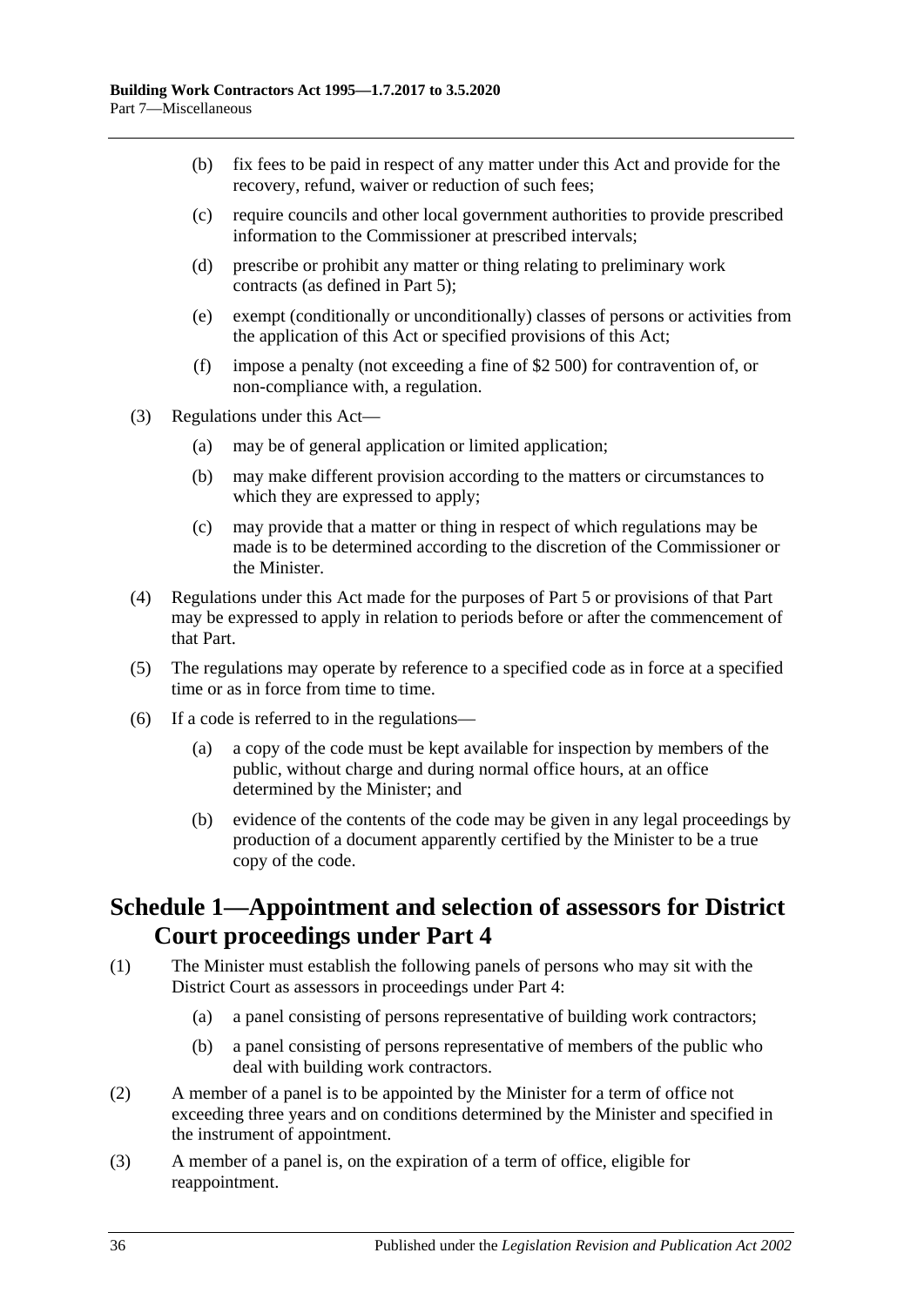(b) fix fees to be paid in respect of any matter under this Act and provide for the recovery, refund, waiver or reduction of such fees;

(c) require councils and other local government authorities to provide prescribed information to the Commissioner at prescribed intervals;

(d) prescribe or prohibit any matter or thing relating to preliminary work contracts (as defined in Part 5);

(e) exempt (conditionally or unconditionally) classes of persons or activities from the application of this Act or specified provisions of this Act;

(f) impose a penalty (not exceeding a fine of $2 500) for contravention of, or non-compliance with, a regulation.

(3) Regulations under this Act—

(a) may be of general application or limited application;

(b) may make different provision according to the matters or circumstances to which they are expressed to apply;

(c) may provide that a matter or thing in respect of which regulations may be made is to be determined according to the discretion of the Commissioner or the Minister.

(4) Regulations under this Act made for the purposes of Part 5 or provisions of that Part may be expressed to apply in relation to periods before or after the commencement of that Part.

(5) The regulations may operate by reference to a specified code as in force at a specified time or as in force from time to time.

(6) If a code is referred to in the regulations—

(a) a copy of the code must be kept available for inspection by members of the public, without charge and during normal office hours, at an office determined by the Minister; and

(b) evidence of the contents of the code may be given in any legal proceedings by production of a document apparently certified by the Minister to be a true copy of the code.

## Schedule 1—Appointment and selection of assessors for District Court proceedings under Part 4

(1) The Minister must establish the following panels of persons who may sit with the District Court as assessors in proceedings under Part 4:

(a) a panel consisting of persons representative of building work contractors;

(b) a panel consisting of persons representative of members of the public who deal with building work contractors.

(2) A member of a panel is to be appointed by the Minister for a term of office not exceeding three years and on conditions determined by the Minister and specified in the instrument of appointment.

(3) A member of a panel is, on the expiration of a term of office, eligible for reappointment.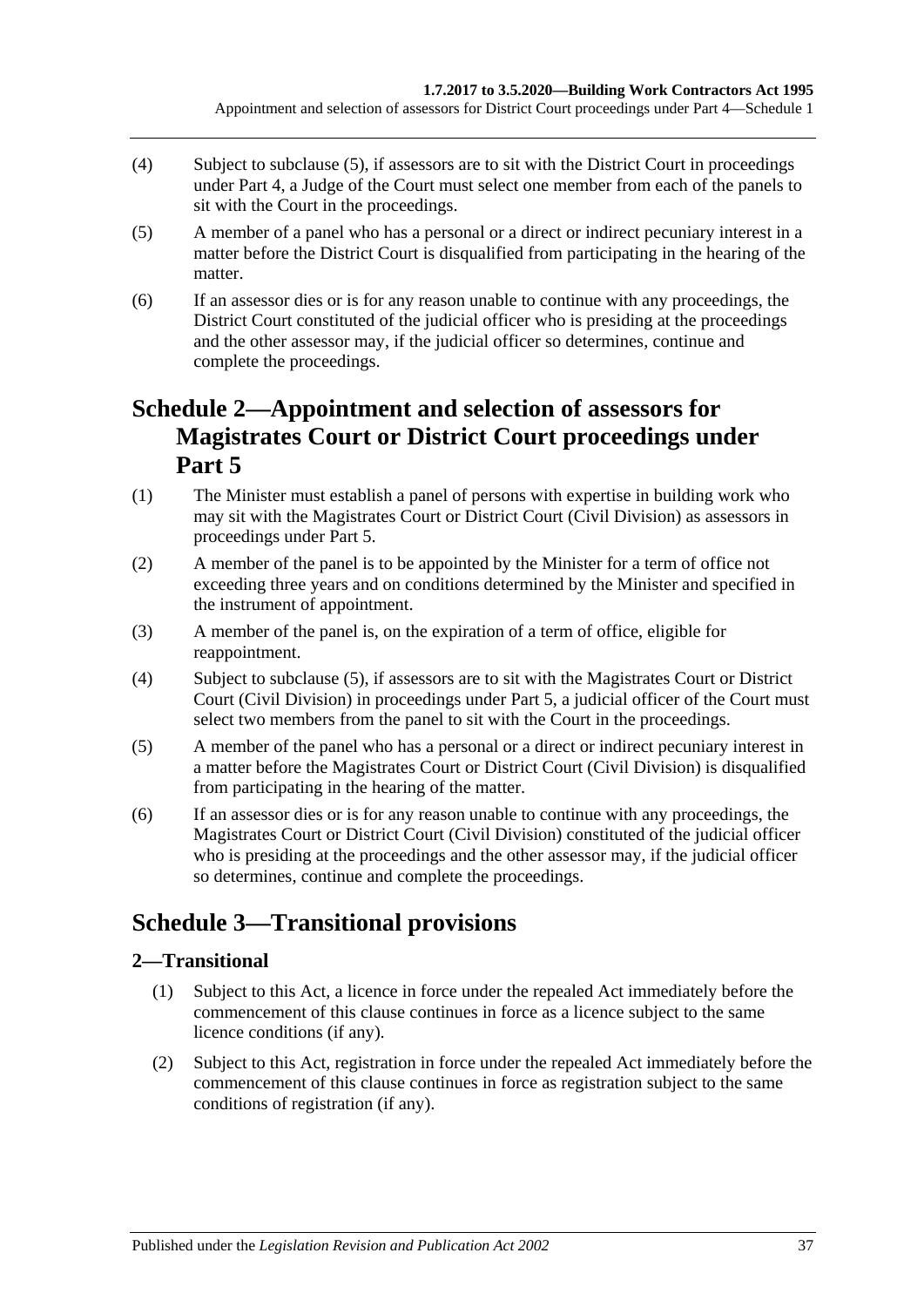(4) Subject to subclause (5), if assessors are to sit with the District Court in proceedings under Part 4, a Judge of the Court must select one member from each of the panels to sit with the Court in the proceedings.

(5) A member of a panel who has a personal or a direct or indirect pecuniary interest in a matter before the District Court is disqualified from participating in the hearing of the matter.

(6) If an assessor dies or is for any reason unable to continue with any proceedings, the District Court constituted of the judicial officer who is presiding at the proceedings and the other assessor may, if the judicial officer so determines, continue and complete the proceedings.

# Schedule 2—Appointment and selection of assessors for Magistrates Court or District Court proceedings under Part 5

(1) The Minister must establish a panel of persons with expertise in building work who may sit with the Magistrates Court or District Court (Civil Division) as assessors in proceedings under Part 5.

(2) A member of the panel is to be appointed by the Minister for a term of office not exceeding three years and on conditions determined by the Minister and specified in the instrument of appointment.

(3) A member of the panel is, on the expiration of a term of office, eligible for reappointment.

(4) Subject to subclause (5), if assessors are to sit with the Magistrates Court or District Court (Civil Division) in proceedings under Part 5, a judicial officer of the Court must select two members from the panel to sit with the Court in the proceedings.

(5) A member of the panel who has a personal or a direct or indirect pecuniary interest in a matter before the Magistrates Court or District Court (Civil Division) is disqualified from participating in the hearing of the matter.

(6) If an assessor dies or is for any reason unable to continue with any proceedings, the Magistrates Court or District Court (Civil Division) constituted of the judicial officer who is presiding at the proceedings and the other assessor may, if the judicial officer so determines, continue and complete the proceedings.

# Schedule 3—Transitional provisions

## 2—Transitional

(1) Subject to this Act, a licence in force under the repealed Act immediately before the commencement of this clause continues in force as a licence subject to the same licence conditions (if any).

(2) Subject to this Act, registration in force under the repealed Act immediately before the commencement of this clause continues in force as registration subject to the same conditions of registration (if any).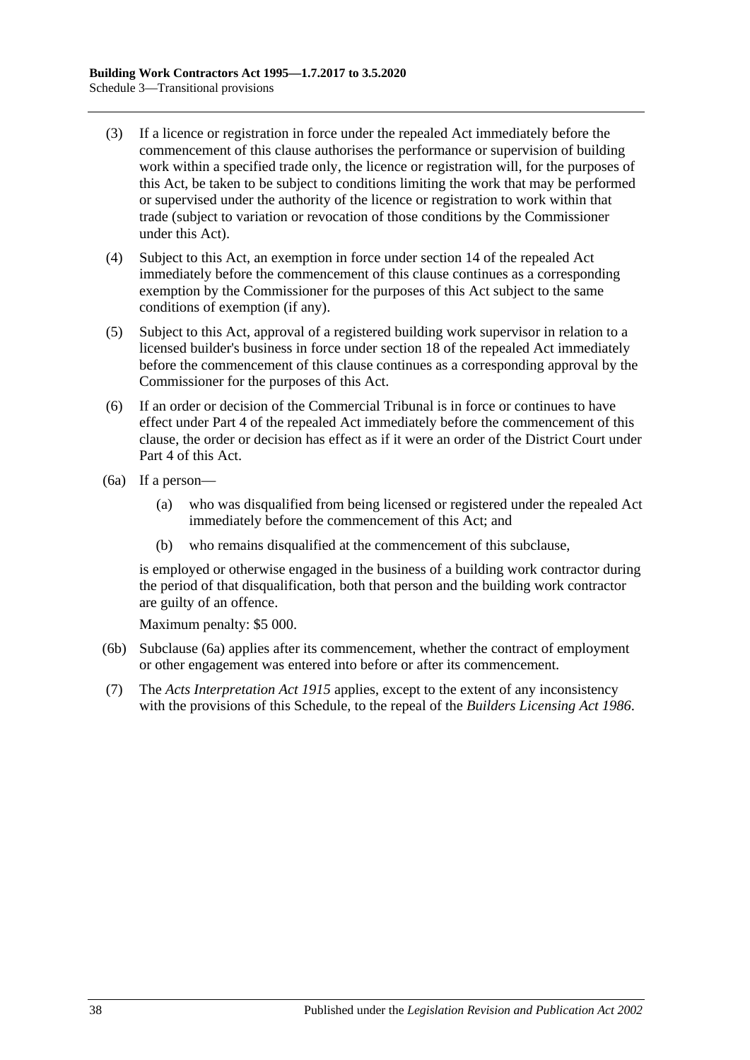(3) If a licence or registration in force under the repealed Act immediately before the commencement of this clause authorises the performance or supervision of building work within a specified trade only, the licence or registration will, for the purposes of this Act, be taken to be subject to conditions limiting the work that may be performed or supervised under the authority of the licence or registration to work within that trade (subject to variation or revocation of those conditions by the Commissioner under this Act).

(4) Subject to this Act, an exemption in force under section 14 of the repealed Act immediately before the commencement of this clause continues as a corresponding exemption by the Commissioner for the purposes of this Act subject to the same conditions of exemption (if any).

(5) Subject to this Act, approval of a registered building work supervisor in relation to a licensed builder's business in force under section 18 of the repealed Act immediately before the commencement of this clause continues as a corresponding approval by the Commissioner for the purposes of this Act.

(6) If an order or decision of the Commercial Tribunal is in force or continues to have effect under Part 4 of the repealed Act immediately before the commencement of this clause, the order or decision has effect as if it were an order of the District Court under Part 4 of this Act.

(6a) If a person—

(a) who was disqualified from being licensed or registered under the repealed Act immediately before the commencement of this Act; and

(b) who remains disqualified at the commencement of this subclause,

is employed or otherwise engaged in the business of a building work contractor during the period of that disqualification, both that person and the building work contractor are guilty of an offence.

Maximum penalty: $5 000.

(6b) Subclause (6a) applies after its commencement, whether the contract of employment or other engagement was entered into before or after its commencement.

(7) The *Acts Interpretation Act 1915* applies, except to the extent of any inconsistency with the provisions of this Schedule, to the repeal of the *Builders Licensing Act 1986*.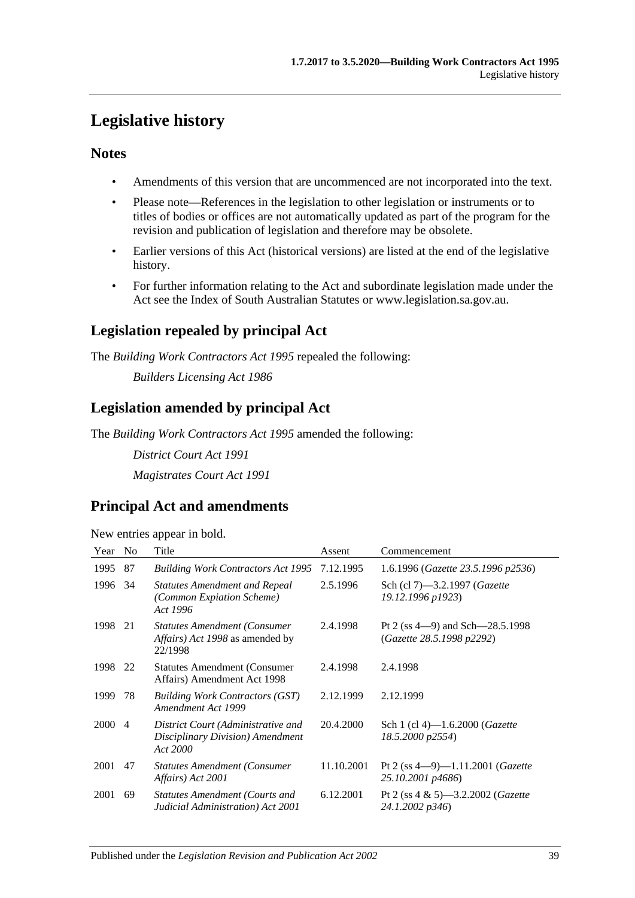# Legislative history

## Notes

- Amendments of this version that are uncommenced are not incorporated into the text.
- Please note—References in the legislation to other legislation or instruments or to titles of bodies or offices are not automatically updated as part of the program for the revision and publication of legislation and therefore may be obsolete.
- Earlier versions of this Act (historical versions) are listed at the end of the legislative history.
- For further information relating to the Act and subordinate legislation made under the Act see the Index of South Australian Statutes or www.legislation.sa.gov.au.

## Legislation repealed by principal Act

The *Building Work Contractors Act 1995* repealed the following:

*Builders Licensing Act 1986*

## Legislation amended by principal Act

The *Building Work Contractors Act 1995* amended the following:

*District Court Act 1991*

*Magistrates Court Act 1991*

## Principal Act and amendments

New entries appear in bold.

| Year | No | Title | Assent | Commencement |
|---|---|---|---|---|
| 1995 | 87 | *Building Work Contractors Act 1995* | 7.12.1995 | 1.6.1996 (*Gazette 23.5.1996 p2536*) |
| 1996 | 34 | *Statutes Amendment and Repeal (Common Expiation Scheme) Act 1996* | 2.5.1996 | Sch (cl 7)—3.2.1997 (*Gazette 19.12.1996 p1923*) |
| 1998 | 21 | *Statutes Amendment (Consumer Affairs) Act 1998* as amended by 22/1998 | 2.4.1998 | Pt 2 (ss 4—9) and Sch—28.5.1998 (*Gazette 28.5.1998 p2292*) |
| 1998 | 22 | Statutes Amendment (Consumer Affairs) Amendment Act 1998 | 2.4.1998 | 2.4.1998 |
| 1999 | 78 | *Building Work Contractors (GST) Amendment Act 1999* | 2.12.1999 | 2.12.1999 |
| 2000 | 4 | *District Court (Administrative and Disciplinary Division) Amendment Act 2000* | 20.4.2000 | Sch 1 (cl 4)—1.6.2000 (*Gazette 18.5.2000 p2554*) |
| 2001 | 47 | *Statutes Amendment (Consumer Affairs) Act 2001* | 11.10.2001 | Pt 2 (ss 4—9)—1.11.2001 (*Gazette 25.10.2001 p4686*) |
| 2001 | 69 | *Statutes Amendment (Courts and Judicial Administration) Act 2001* | 6.12.2001 | Pt 2 (ss 4 & 5)—3.2.2002 (*Gazette 24.1.2002 p346*) |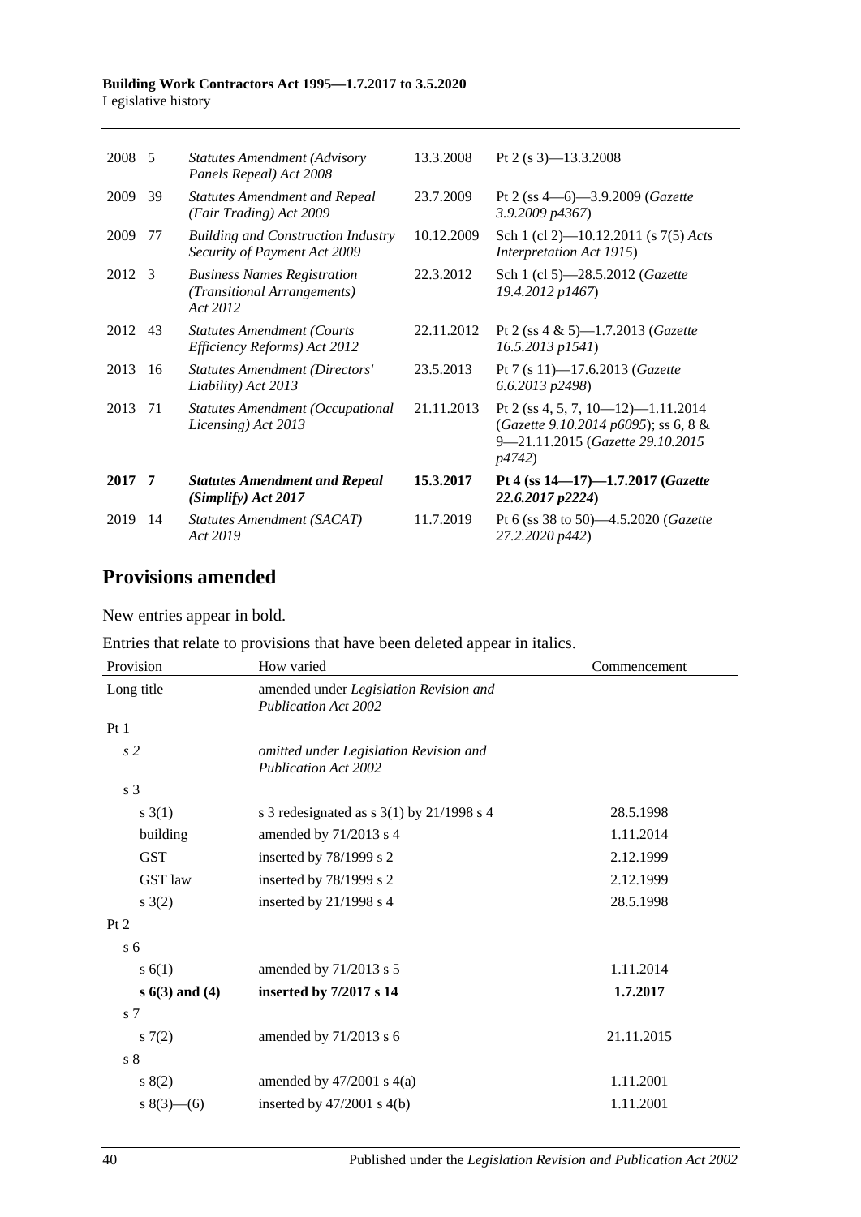| | | | | |
|---|---|---|---|---|
| 2008 | 5 | *Statutes Amendment (Advisory Panels Repeal) Act 2008* | 13.3.2008 | Pt 2 (s 3)—13.3.2008 |
| 2009 | 39 | *Statutes Amendment and Repeal (Fair Trading) Act 2009* | 23.7.2009 | Pt 2 (ss 4—6)—3.9.2009 (*Gazette 3.9.2009 p4367*) |
| 2009 | 77 | *Building and Construction Industry Security of Payment Act 2009* | 10.12.2009 | Sch 1 (cl 2)—10.12.2011 (s 7(5) *Acts Interpretation Act 1915*) |
| 2012 | 3 | *Business Names Registration (Transitional Arrangements) Act 2012* | 22.3.2012 | Sch 1 (cl 5)—28.5.2012 (*Gazette 19.4.2012 p1467*) |
| 2012 | 43 | *Statutes Amendment (Courts Efficiency Reforms) Act 2012* | 22.11.2012 | Pt 2 (ss 4 & 5)—1.7.2013 (*Gazette 16.5.2013 p1541*) |
| 2013 | 16 | *Statutes Amendment (Directors' Liability) Act 2013* | 23.5.2013 | Pt 7 (s 11)—17.6.2013 (*Gazette 6.6.2013 p2498*) |
| 2013 | 71 | *Statutes Amendment (Occupational Licensing) Act 2013* | 21.11.2013 | Pt 2 (ss 4, 5, 7, 10—12)—1.11.2014 (*Gazette 9.10.2014 p6095*); ss 6, 8 & 9—21.11.2015 (*Gazette 29.10.2015 p4742*) |
| **2017** | **7** | ***Statutes Amendment and Repeal (Simplify) Act 2017*** | **15.3.2017** | **Pt 4 (ss 14—17)—1.7.2017 (*Gazette 22.6.2017 p2224*)** |
| 2019 | 14 | *Statutes Amendment (SACAT) Act 2019* | 11.7.2019 | Pt 6 (ss 38 to 50)—4.5.2020 (*Gazette 27.2.2020 p442*) |

## Provisions amended

New entries appear in bold.

Entries that relate to provisions that have been deleted appear in italics.

| Provision | How varied | Commencement |
|---|---|---|
| Long title | amended under *Legislation Revision and Publication Act 2002* | |
| Pt 1 | | |
| *s 2* | *omitted under Legislation Revision and Publication Act 2002* | |
| s 3 | | |
| s 3(1) | s 3 redesignated as s 3(1) by 21/1998 s 4 | 28.5.1998 |
| building | amended by 71/2013 s 4 | 1.11.2014 |
| GST | inserted by 78/1999 s 2 | 2.12.1999 |
| GST law | inserted by 78/1999 s 2 | 2.12.1999 |
| s 3(2) | inserted by 21/1998 s 4 | 28.5.1998 |
| Pt 2 | | |
| s 6 | | |
| s 6(1) | amended by 71/2013 s 5 | 1.11.2014 |
| **s 6(3) and (4)** | **inserted by 7/2017 s 14** | **1.7.2017** |
| s 7 | | |
| s 7(2) | amended by 71/2013 s 6 | 21.11.2015 |
| s 8 | | |
| s 8(2) | amended by 47/2001 s 4(a) | 1.11.2001 |
| s 8(3)—(6) | inserted by 47/2001 s 4(b) | 1.11.2001 |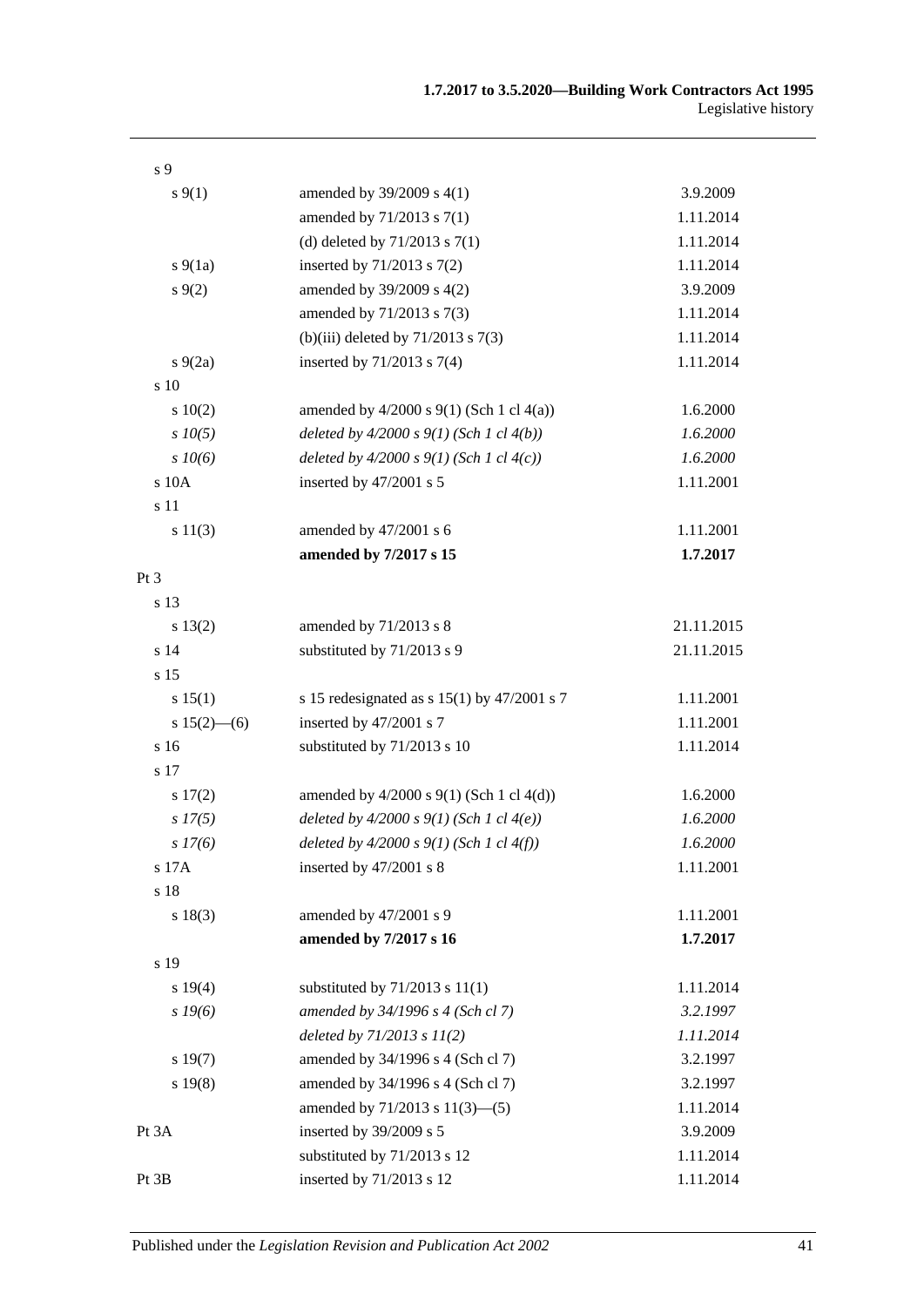| | | |
|---|---|---|
| s 9 | | |
| s 9(1) | amended by 39/2009 s 4(1) | 3.9.2009 |
| | amended by 71/2013 s 7(1) | 1.11.2014 |
| | (d) deleted by 71/2013 s 7(1) | 1.11.2014 |
| s 9(1a) | inserted by 71/2013 s 7(2) | 1.11.2014 |
| s 9(2) | amended by 39/2009 s 4(2) | 3.9.2009 |
| | amended by 71/2013 s 7(3) | 1.11.2014 |
| | (b)(iii) deleted by 71/2013 s 7(3) | 1.11.2014 |
| s 9(2a) | inserted by 71/2013 s 7(4) | 1.11.2014 |
| s 10 | | |
| s 10(2) | amended by 4/2000 s 9(1) (Sch 1 cl 4(a)) | 1.6.2000 |
| *s 10(5)* | *deleted by 4/2000 s 9(1) (Sch 1 cl 4(b))* | *1.6.2000* |
| *s 10(6)* | *deleted by 4/2000 s 9(1) (Sch 1 cl 4(c))* | *1.6.2000* |
| s 10A | inserted by 47/2001 s 5 | 1.11.2001 |
| s 11 | | |
| s 11(3) | amended by 47/2001 s 6 | 1.11.2001 |
| | **amended by 7/2017 s 15** | **1.7.2017** |
| Pt 3 | | |
| s 13 | | |
| s 13(2) | amended by 71/2013 s 8 | 21.11.2015 |
| s 14 | substituted by 71/2013 s 9 | 21.11.2015 |
| s 15 | | |
| s 15(1) | s 15 redesignated as s 15(1) by 47/2001 s 7 | 1.11.2001 |
| s 15(2)—(6) | inserted by 47/2001 s 7 | 1.11.2001 |
| s 16 | substituted by 71/2013 s 10 | 1.11.2014 |
| s 17 | | |
| s 17(2) | amended by 4/2000 s 9(1) (Sch 1 cl 4(d)) | 1.6.2000 |
| *s 17(5)* | *deleted by 4/2000 s 9(1) (Sch 1 cl 4(e))* | *1.6.2000* |
| *s 17(6)* | *deleted by 4/2000 s 9(1) (Sch 1 cl 4(f))* | *1.6.2000* |
| s 17A | inserted by 47/2001 s 8 | 1.11.2001 |
| s 18 | | |
| s 18(3) | amended by 47/2001 s 9 | 1.11.2001 |
| | **amended by 7/2017 s 16** | **1.7.2017** |
| s 19 | | |
| s 19(4) | substituted by 71/2013 s 11(1) | 1.11.2014 |
| *s 19(6)* | *amended by 34/1996 s 4 (Sch cl 7)* | *3.2.1997* |
| | *deleted by 71/2013 s 11(2)* | *1.11.2014* |
| s 19(7) | amended by 34/1996 s 4 (Sch cl 7) | 3.2.1997 |
| s 19(8) | amended by 34/1996 s 4 (Sch cl 7) | 3.2.1997 |
| | amended by 71/2013 s 11(3)—(5) | 1.11.2014 |
| Pt 3A | inserted by 39/2009 s 5 | 3.9.2009 |
| | substituted by 71/2013 s 12 | 1.11.2014 |
| Pt 3B | inserted by 71/2013 s 12 | 1.11.2014 |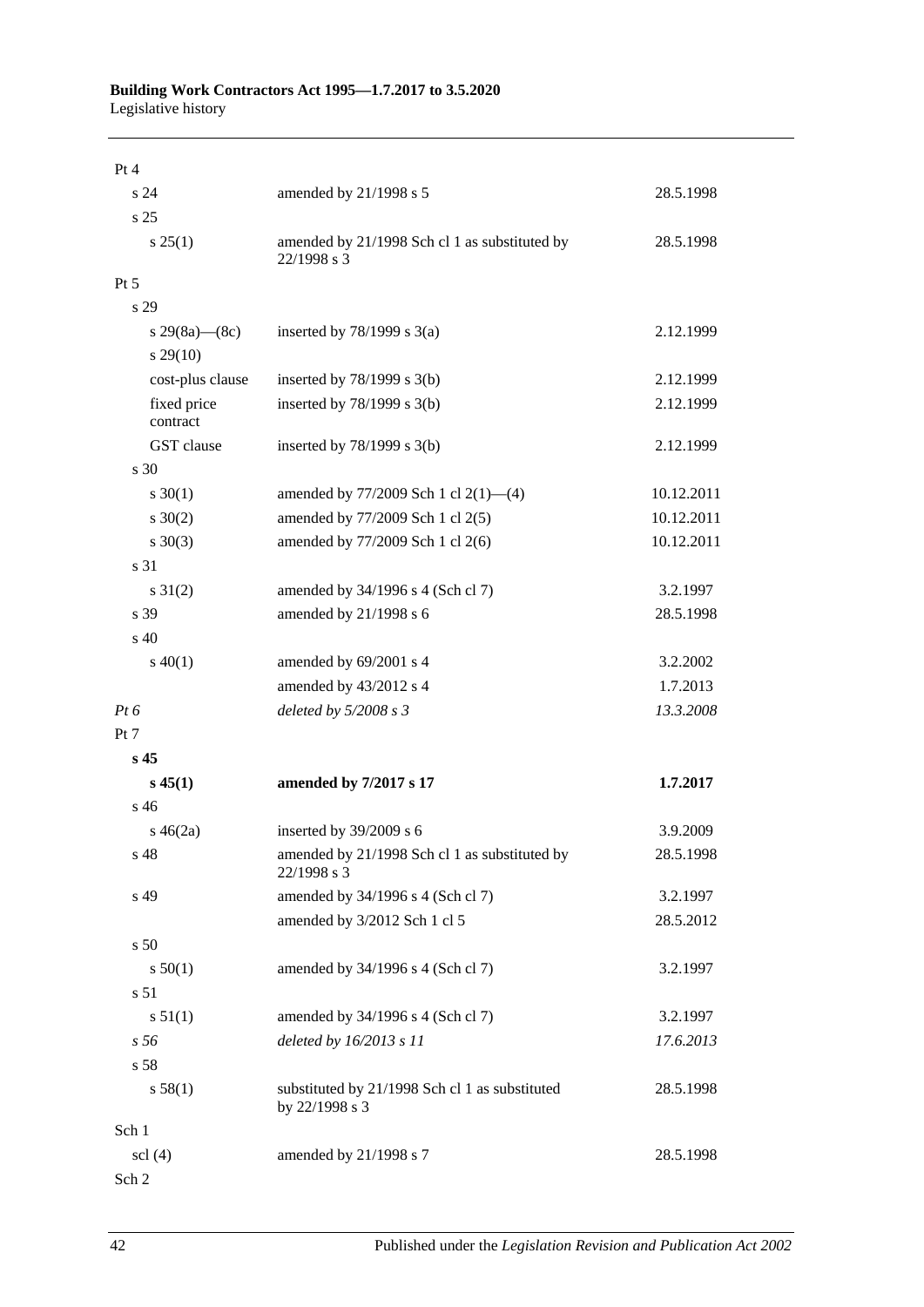| | | |
|---|---|---|
| Pt 4 | | |
| s 24 | amended by 21/1998 s 5 | 28.5.1998 |
| s 25 | | |
| s 25(1) | amended by 21/1998 Sch cl 1 as substituted by 22/1998 s 3 | 28.5.1998 |
| Pt 5 | | |
| s 29 | | |
| s 29(8a)—(8c) | inserted by 78/1999 s 3(a) | 2.12.1999 |
| s 29(10) | | |
| cost-plus clause | inserted by 78/1999 s 3(b) | 2.12.1999 |
| fixed price contract | inserted by 78/1999 s 3(b) | 2.12.1999 |
| GST clause | inserted by 78/1999 s 3(b) | 2.12.1999 |
| s 30 | | |
| s 30(1) | amended by 77/2009 Sch 1 cl 2(1)—(4) | 10.12.2011 |
| s 30(2) | amended by 77/2009 Sch 1 cl 2(5) | 10.12.2011 |
| s 30(3) | amended by 77/2009 Sch 1 cl 2(6) | 10.12.2011 |
| s 31 | | |
| s 31(2) | amended by 34/1996 s 4 (Sch cl 7) | 3.2.1997 |
| s 39 | amended by 21/1998 s 6 | 28.5.1998 |
| s 40 | | |
| s 40(1) | amended by 69/2001 s 4 | 3.2.2002 |
| | amended by 43/2012 s 4 | 1.7.2013 |
| *Pt 6* | *deleted by 5/2008 s 3* | *13.3.2008* |
| Pt 7 | | |
| **s 45** | | |
| **s 45(1)** | **amended by 7/2017 s 17** | **1.7.2017** |
| s 46 | | |
| s 46(2a) | inserted by 39/2009 s 6 | 3.9.2009 |
| s 48 | amended by 21/1998 Sch cl 1 as substituted by 22/1998 s 3 | 28.5.1998 |
| s 49 | amended by 34/1996 s 4 (Sch cl 7) | 3.2.1997 |
| | amended by 3/2012 Sch 1 cl 5 | 28.5.2012 |
| s 50 | | |
| s 50(1) | amended by 34/1996 s 4 (Sch cl 7) | 3.2.1997 |
| s 51 | | |
| s 51(1) | amended by 34/1996 s 4 (Sch cl 7) | 3.2.1997 |
| *s 56* | *deleted by 16/2013 s 11* | *17.6.2013* |
| s 58 | | |
| s 58(1) | substituted by 21/1998 Sch cl 1 as substituted by 22/1998 s 3 | 28.5.1998 |
| Sch 1 | | |
| scl (4) | amended by 21/1998 s 7 | 28.5.1998 |
| Sch 2 | | |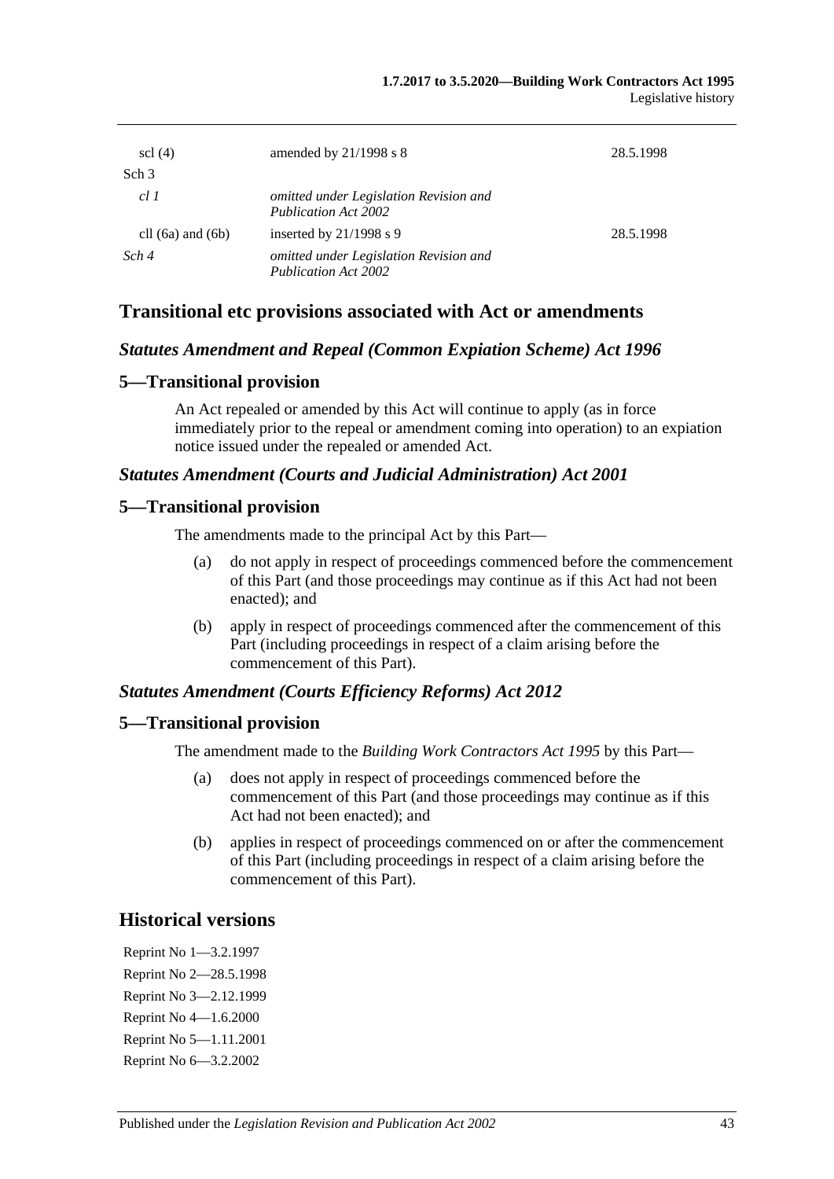| | | |
|---|---|---|
| scl (4) | amended by 21/1998 s 8 | 28.5.1998 |
| Sch 3 | | |
| *cl 1* | *omitted under Legislation Revision and Publication Act 2002* | |
| cll (6a) and (6b) | inserted by 21/1998 s 9 | 28.5.1998 |
| *Sch 4* | *omitted under Legislation Revision and Publication Act 2002* | |

## Transitional etc provisions associated with Act or amendments

### *Statutes Amendment and Repeal (Common Expiation Scheme) Act 1996*

### 5—Transitional provision

An Act repealed or amended by this Act will continue to apply (as in force immediately prior to the repeal or amendment coming into operation) to an expiation notice issued under the repealed or amended Act.

### *Statutes Amendment (Courts and Judicial Administration) Act 2001*

### 5—Transitional provision

The amendments made to the principal Act by this Part—

(a) do not apply in respect of proceedings commenced before the commencement of this Part (and those proceedings may continue as if this Act had not been enacted); and

(b) apply in respect of proceedings commenced after the commencement of this Part (including proceedings in respect of a claim arising before the commencement of this Part).

### *Statutes Amendment (Courts Efficiency Reforms) Act 2012*

### 5—Transitional provision

The amendment made to the *Building Work Contractors Act 1995* by this Part—

(a) does not apply in respect of proceedings commenced before the commencement of this Part (and those proceedings may continue as if this Act had not been enacted); and

(b) applies in respect of proceedings commenced on or after the commencement of this Part (including proceedings in respect of a claim arising before the commencement of this Part).

## Historical versions

Reprint No 1—3.2.1997

Reprint No 2—28.5.1998

Reprint No 3—2.12.1999

Reprint No 4—1.6.2000

Reprint No 5—1.11.2001

Reprint No 6—3.2.2002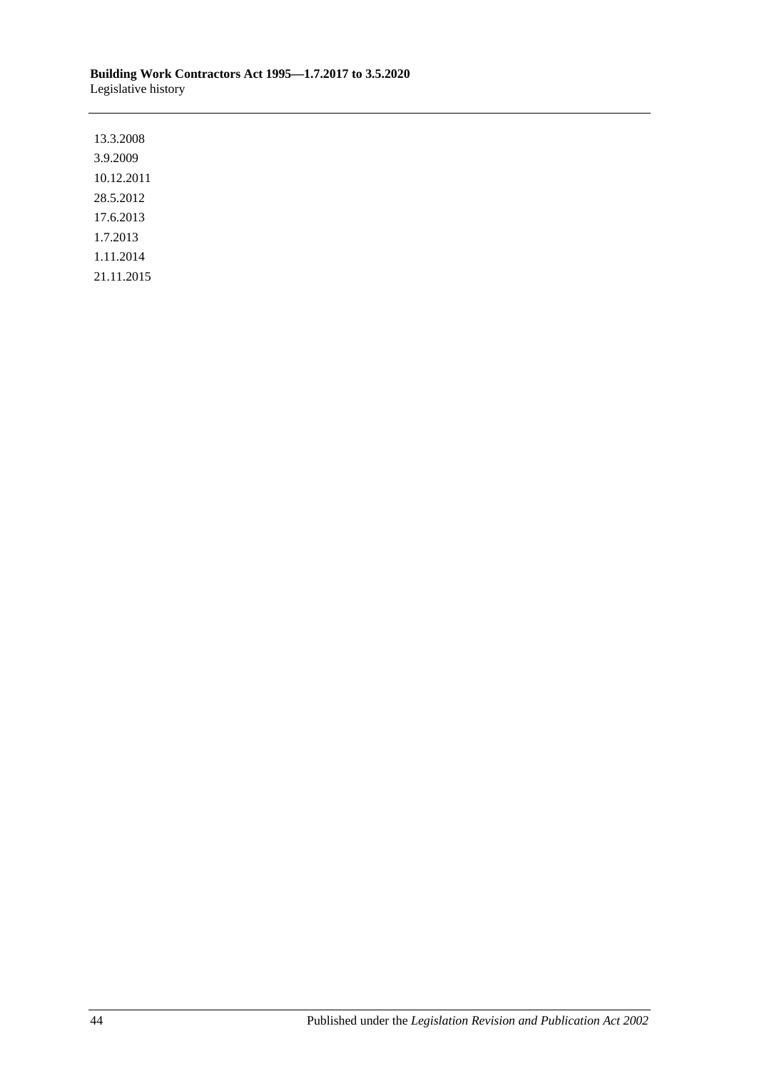13.3.2008

3.9.2009

10.12.2011

28.5.2012

17.6.2013

1.7.2013

1.11.2014

21.11.2015